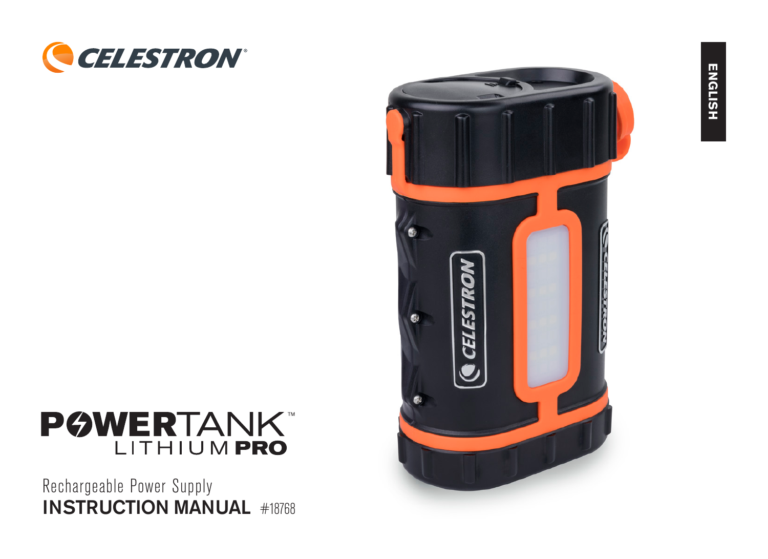CELESTRON®

ENGLISH

# POWERTANK™ LITHIUM PRO

Rechargeable Power Supply

**INSTRUCTION MANUAL** #18768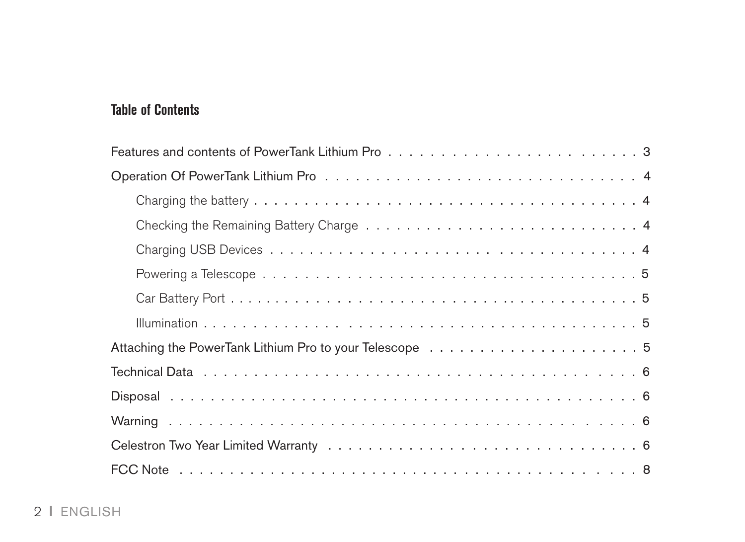## Table of Contents

Features and contents of PowerTank Lithium Pro . . . . . . . . . . . . . . . . . . . . . . . . 3

Operation Of PowerTank Lithium Pro . . . . . . . . . . . . . . . . . . . . . . . . . . . . . . 4

- Charging the battery . . . . . . . . . . . . . . . . . . . . . . . . . . . . . . . . . . . . . 4
- Checking the Remaining Battery Charge . . . . . . . . . . . . . . . . . . . . . . . . . . . 4
- Charging USB Devices . . . . . . . . . . . . . . . . . . . . . . . . . . . . . . . . . . . . 4
- Powering a Telescope . . . . . . . . . . . . . . . . . . . . . . . . . . . . . . . . . . . . 5
- Car Battery Port . . . . . . . . . . . . . . . . . . . . . . . . . . . . . . . . . . . . . . . 5
- Illumination . . . . . . . . . . . . . . . . . . . . . . . . . . . . . . . . . . . . . . . . . 5

Attaching the PowerTank Lithium Pro to your Telescope . . . . . . . . . . . . . . . . . . . . 5

Technical Data . . . . . . . . . . . . . . . . . . . . . . . . . . . . . . . . . . . . . . . . . 6

Disposal . . . . . . . . . . . . . . . . . . . . . . . . . . . . . . . . . . . . . . . . . . . . . 6

Warning . . . . . . . . . . . . . . . . . . . . . . . . . . . . . . . . . . . . . . . . . . . . . 6

Celestron Two Year Limited Warranty . . . . . . . . . . . . . . . . . . . . . . . . . . . . . 6

FCC Note . . . . . . . . . . . . . . . . . . . . . . . . . . . . . . . . . . . . . . . . . . . . 8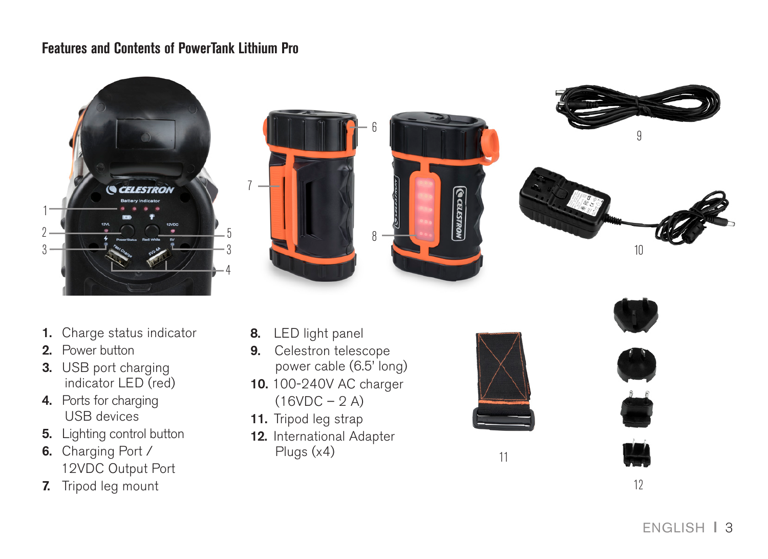## Features and Contents of PowerTank Lithium Pro

1. Charge status indicator
2. Power button
3. USB port charging indicator LED (red)
4. Ports for charging USB devices
5. Lighting control button
6. Charging Port / 12VDC Output Port
7. Tripod leg mount
8. LED light panel
9. Celestron telescope power cable (6.5' long)
10. 100-240V AC charger (16VDC – 2 A)
11. Tripod leg strap
12. International Adapter Plugs (x4)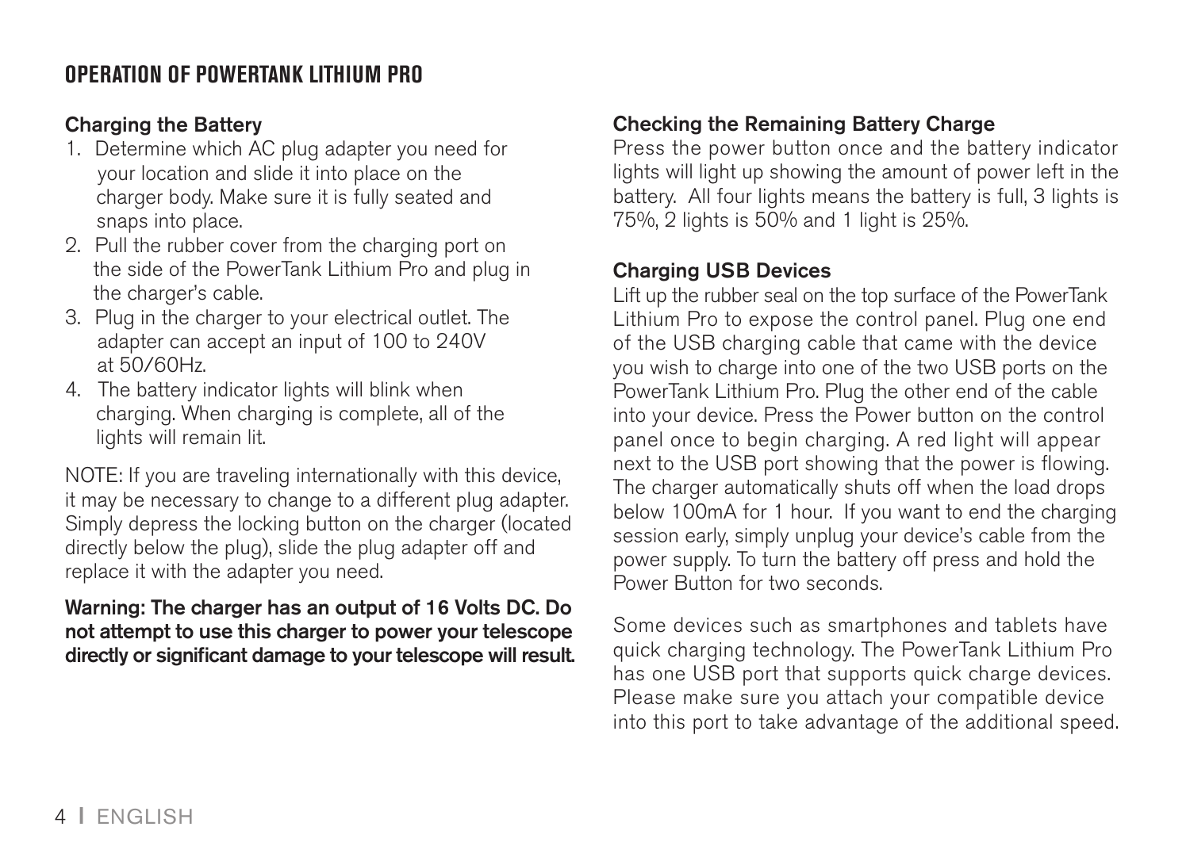## OPERATION OF POWERTANK LITHIUM PRO

### Charging the Battery

1. Determine which AC plug adapter you need for your location and slide it into place on the charger body. Make sure it is fully seated and snaps into place.
2. Pull the rubber cover from the charging port on the side of the PowerTank Lithium Pro and plug in the charger's cable.
3. Plug in the charger to your electrical outlet. The adapter can accept an input of 100 to 240V at 50/60Hz.
4. The battery indicator lights will blink when charging. When charging is complete, all of the lights will remain lit.

NOTE: If you are traveling internationally with this device, it may be necessary to change to a different plug adapter. Simply depress the locking button on the charger (located directly below the plug), slide the plug adapter off and replace it with the adapter you need.

**Warning: The charger has an output of 16 Volts DC. Do not attempt to use this charger to power your telescope directly or significant damage to your telescope will result.**

### Checking the Remaining Battery Charge

Press the power button once and the battery indicator lights will light up showing the amount of power left in the battery. All four lights means the battery is full, 3 lights is 75%, 2 lights is 50% and 1 light is 25%.

### Charging USB Devices

Lift up the rubber seal on the top surface of the PowerTank Lithium Pro to expose the control panel. Plug one end of the USB charging cable that came with the device you wish to charge into one of the two USB ports on the PowerTank Lithium Pro. Plug the other end of the cable into your device. Press the Power button on the control panel once to begin charging. A red light will appear next to the USB port showing that the power is flowing. The charger automatically shuts off when the load drops below 100mA for 1 hour. If you want to end the charging session early, simply unplug your device's cable from the power supply. To turn the battery off press and hold the Power Button for two seconds.

Some devices such as smartphones and tablets have quick charging technology. The PowerTank Lithium Pro has one USB port that supports quick charge devices. Please make sure you attach your compatible device into this port to take advantage of the additional speed.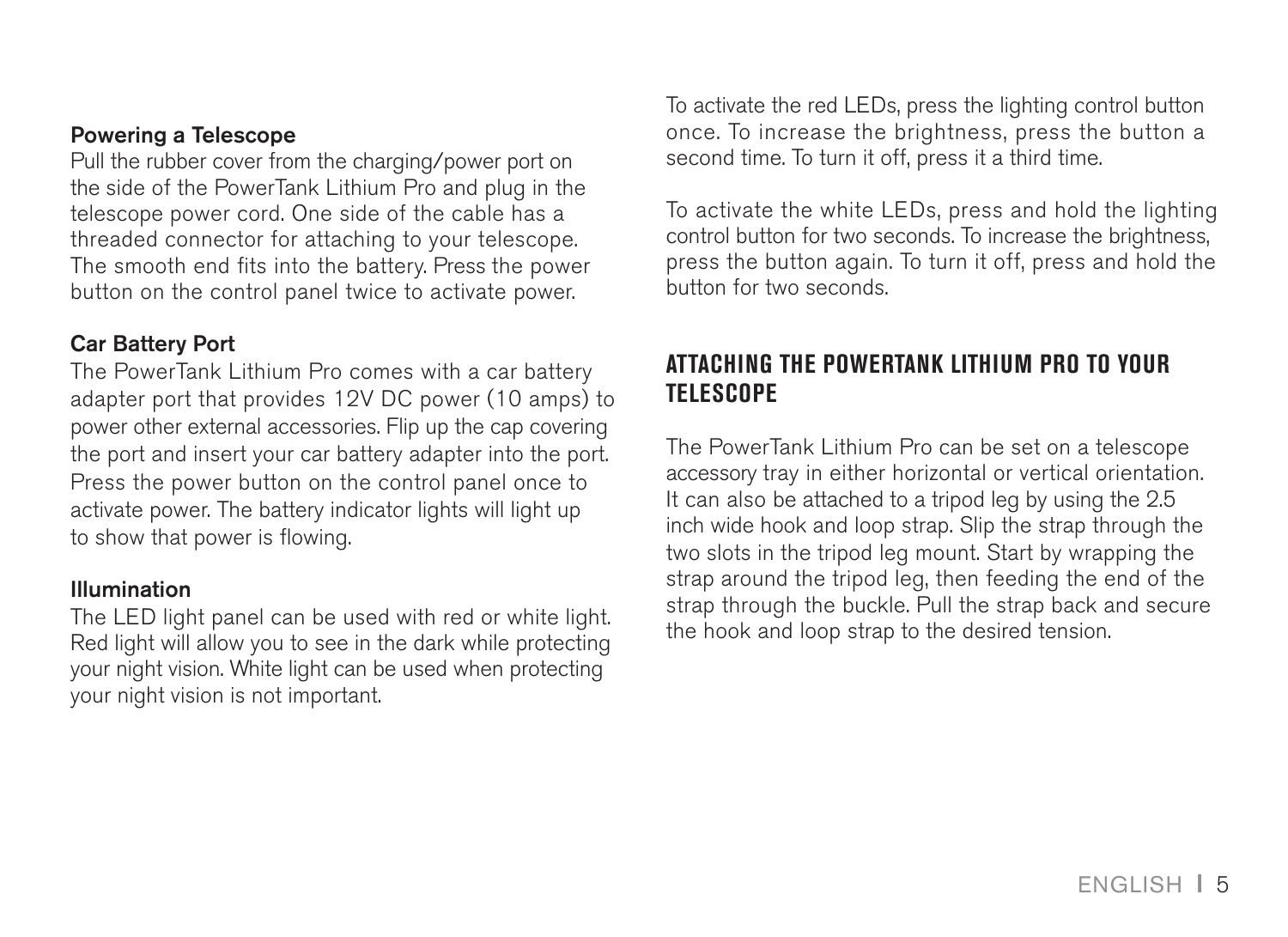### Powering a Telescope

Pull the rubber cover from the charging/power port on the side of the PowerTank Lithium Pro and plug in the telescope power cord. One side of the cable has a threaded connector for attaching to your telescope. The smooth end fits into the battery. Press the power button on the control panel twice to activate power.

### Car Battery Port

The PowerTank Lithium Pro comes with a car battery adapter port that provides 12V DC power (10 amps) to power other external accessories. Flip up the cap covering the port and insert your car battery adapter into the port. Press the power button on the control panel once to activate power. The battery indicator lights will light up to show that power is flowing.

### Illumination

The LED light panel can be used with red or white light. Red light will allow you to see in the dark while protecting your night vision. White light can be used when protecting your night vision is not important.

To activate the red LEDs, press the lighting control button once. To increase the brightness, press the button a second time. To turn it off, press it a third time.

To activate the white LEDs, press and hold the lighting control button for two seconds. To increase the brightness, press the button again. To turn it off, press and hold the button for two seconds.

## ATTACHING THE POWERTANK LITHIUM PRO TO YOUR TELESCOPE

The PowerTank Lithium Pro can be set on a telescope accessory tray in either horizontal or vertical orientation. It can also be attached to a tripod leg by using the 2.5 inch wide hook and loop strap. Slip the strap through the two slots in the tripod leg mount. Start by wrapping the strap around the tripod leg, then feeding the end of the strap through the buckle. Pull the strap back and secure the hook and loop strap to the desired tension.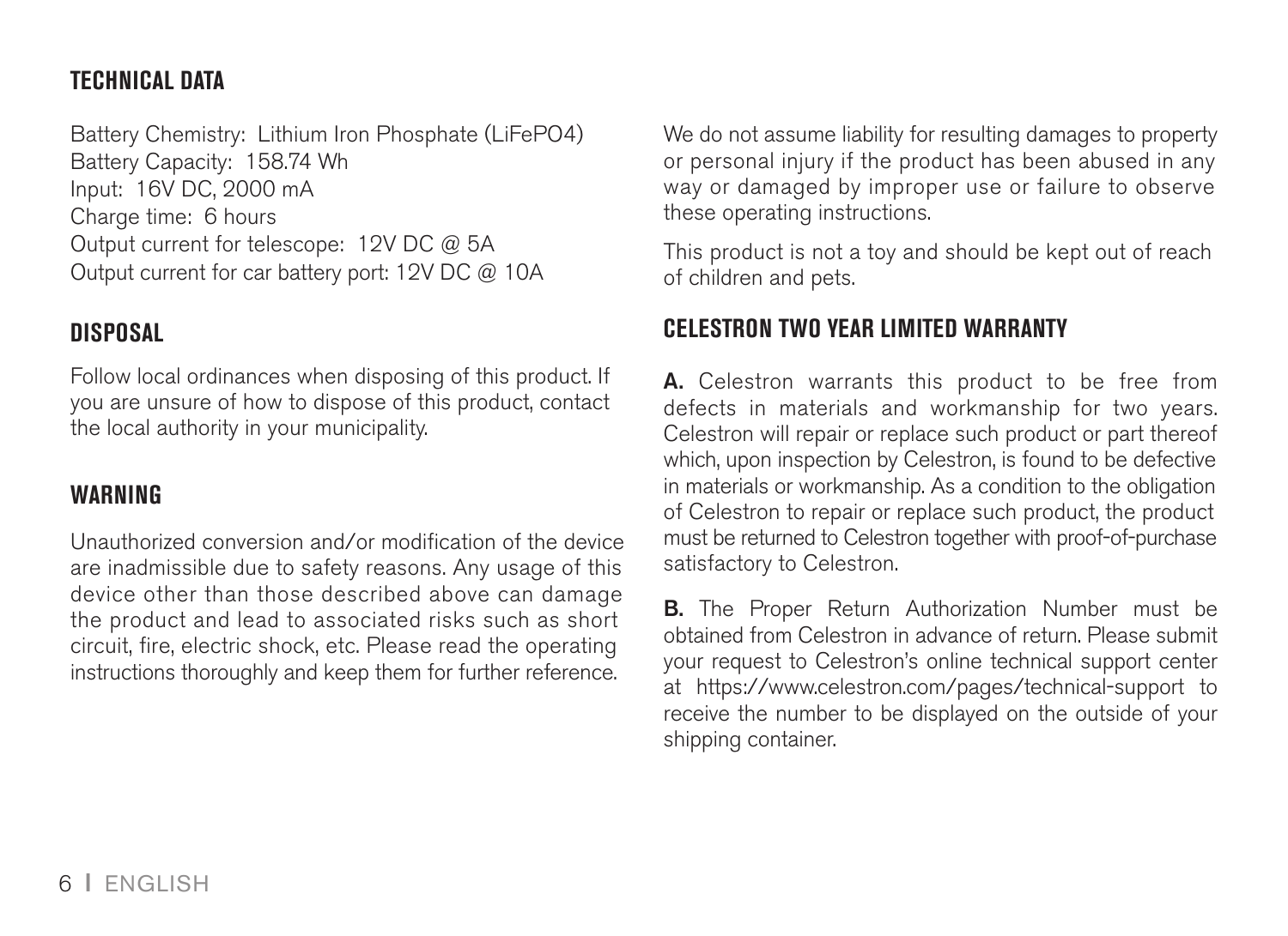## TECHNICAL DATA

Battery Chemistry: Lithium Iron Phosphate (LiFePO4)
Battery Capacity: 158.74 Wh
Input: 16V DC, 2000 mA
Charge time: 6 hours
Output current for telescope: 12V DC @ 5A
Output current for car battery port: 12V DC @ 10A

## DISPOSAL

Follow local ordinances when disposing of this product. If you are unsure of how to dispose of this product, contact the local authority in your municipality.

## WARNING

Unauthorized conversion and/or modification of the device are inadmissible due to safety reasons. Any usage of this device other than those described above can damage the product and lead to associated risks such as short circuit, fire, electric shock, etc. Please read the operating instructions thoroughly and keep them for further reference.

We do not assume liability for resulting damages to property or personal injury if the product has been abused in any way or damaged by improper use or failure to observe these operating instructions.

This product is not a toy and should be kept out of reach of children and pets.

## CELESTRON TWO YEAR LIMITED WARRANTY

**A.** Celestron warrants this product to be free from defects in materials and workmanship for two years. Celestron will repair or replace such product or part thereof which, upon inspection by Celestron, is found to be defective in materials or workmanship. As a condition to the obligation of Celestron to repair or replace such product, the product must be returned to Celestron together with proof-of-purchase satisfactory to Celestron.

**B.** The Proper Return Authorization Number must be obtained from Celestron in advance of return. Please submit your request to Celestron's online technical support center at https://www.celestron.com/pages/technical-support to receive the number to be displayed on the outside of your shipping container.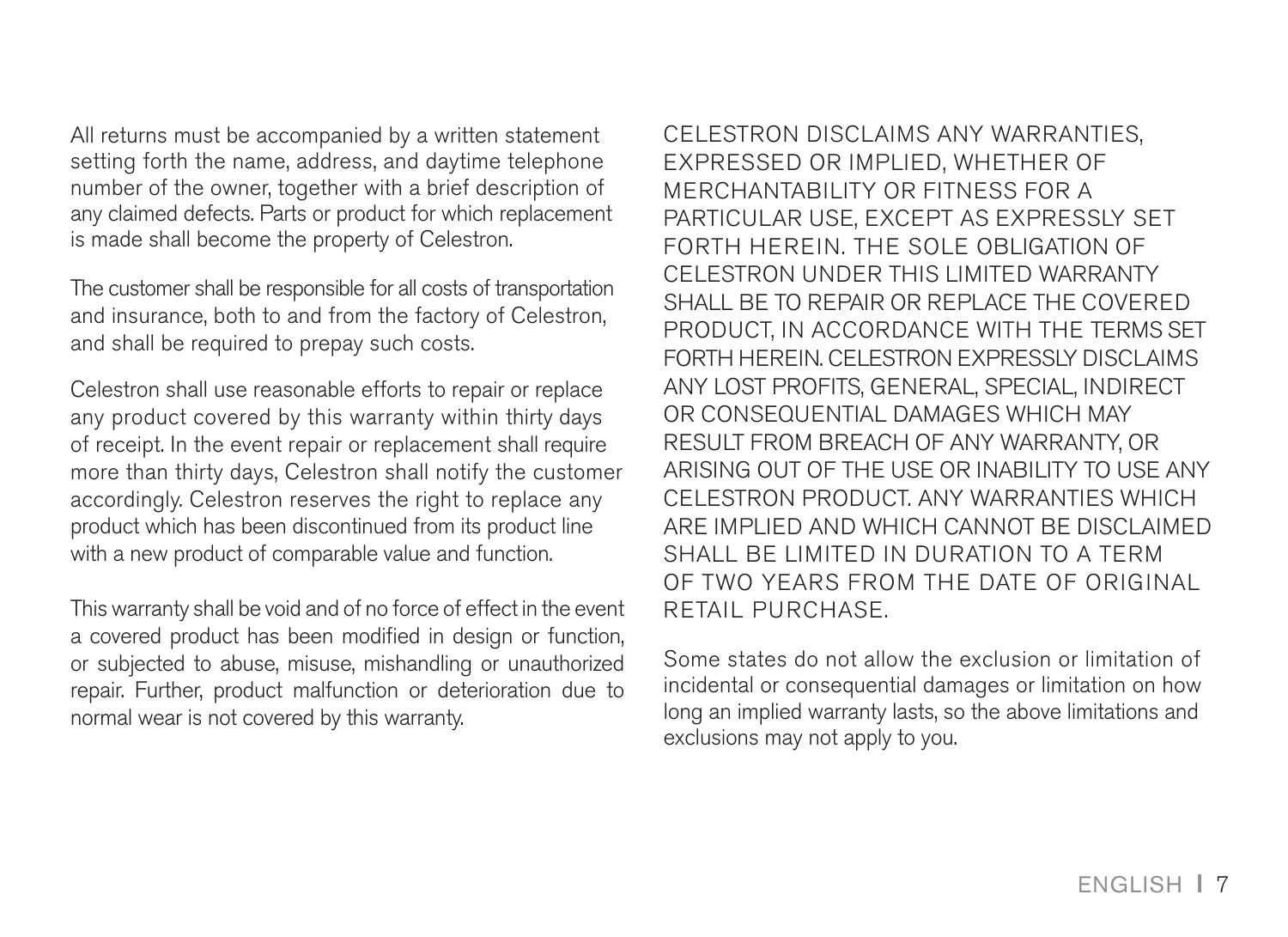All returns must be accompanied by a written statement setting forth the name, address, and daytime telephone number of the owner, together with a brief description of any claimed defects. Parts or product for which replacement is made shall become the property of Celestron.

The customer shall be responsible for all costs of transportation and insurance, both to and from the factory of Celestron, and shall be required to prepay such costs.

Celestron shall use reasonable efforts to repair or replace any product covered by this warranty within thirty days of receipt. In the event repair or replacement shall require more than thirty days, Celestron shall notify the customer accordingly. Celestron reserves the right to replace any product which has been discontinued from its product line with a new product of comparable value and function.

This warranty shall be void and of no force of effect in the event a covered product has been modified in design or function, or subjected to abuse, misuse, mishandling or unauthorized repair. Further, product malfunction or deterioration due to normal wear is not covered by this warranty.

CELESTRON DISCLAIMS ANY WARRANTIES, EXPRESSED OR IMPLIED, WHETHER OF MERCHANTABILITY OR FITNESS FOR A PARTICULAR USE, EXCEPT AS EXPRESSLY SET FORTH HEREIN. THE SOLE OBLIGATION OF CELESTRON UNDER THIS LIMITED WARRANTY SHALL BE TO REPAIR OR REPLACE THE COVERED PRODUCT, IN ACCORDANCE WITH THE TERMS SET FORTH HEREIN. CELESTRON EXPRESSLY DISCLAIMS ANY LOST PROFITS, GENERAL, SPECIAL, INDIRECT OR CONSEQUENTIAL DAMAGES WHICH MAY RESULT FROM BREACH OF ANY WARRANTY, OR ARISING OUT OF THE USE OR INABILITY TO USE ANY CELESTRON PRODUCT. ANY WARRANTIES WHICH ARE IMPLIED AND WHICH CANNOT BE DISCLAIMED SHALL BE LIMITED IN DURATION TO A TERM OF TWO YEARS FROM THE DATE OF ORIGINAL RETAIL PURCHASE.

Some states do not allow the exclusion or limitation of incidental or consequential damages or limitation on how long an implied warranty lasts, so the above limitations and exclusions may not apply to you.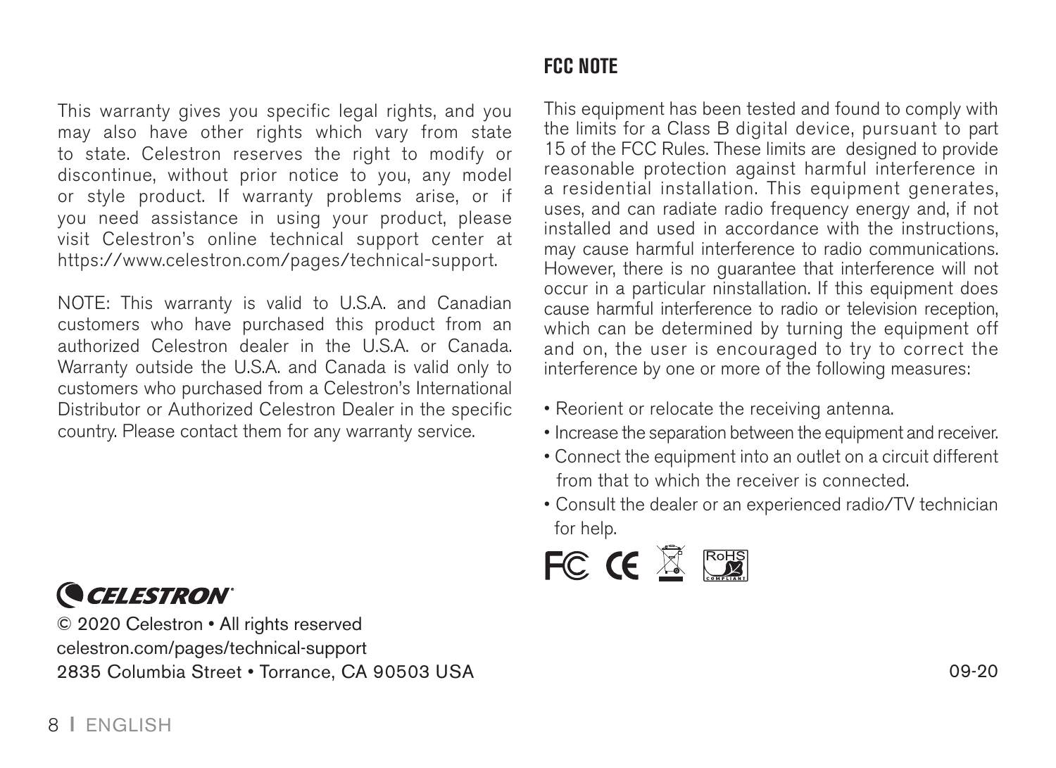This warranty gives you specific legal rights, and you may also have other rights which vary from state to state. Celestron reserves the right to modify or discontinue, without prior notice to you, any model or style product. If warranty problems arise, or if you need assistance in using your product, please visit Celestron's online technical support center at https://www.celestron.com/pages/technical-support.

NOTE: This warranty is valid to U.S.A. and Canadian customers who have purchased this product from an authorized Celestron dealer in the U.S.A. or Canada. Warranty outside the U.S.A. and Canada is valid only to customers who purchased from a Celestron's International Distributor or Authorized Celestron Dealer in the specific country. Please contact them for any warranty service.

## FCC NOTE

This equipment has been tested and found to comply with the limits for a Class B digital device, pursuant to part 15 of the FCC Rules. These limits are designed to provide reasonable protection against harmful interference in a residential installation. This equipment generates, uses, and can radiate radio frequency energy and, if not installed and used in accordance with the instructions, may cause harmful interference to radio communications. However, there is no guarantee that interference will not occur in a particular ninstallation. If this equipment does cause harmful interference to radio or television reception, which can be determined by turning the equipment off and on, the user is encouraged to try to correct the interference by one or more of the following measures:

- Reorient or relocate the receiving antenna.
- Increase the separation between the equipment and receiver.
- Connect the equipment into an outlet on a circuit different from that to which the receiver is connected.
- Consult the dealer or an experienced radio/TV technician for help.

CELESTRON

© 2020 Celestron • All rights reserved
celestron.com/pages/technical-support
2835 Columbia Street • Torrance, CA 90503 USA

09-20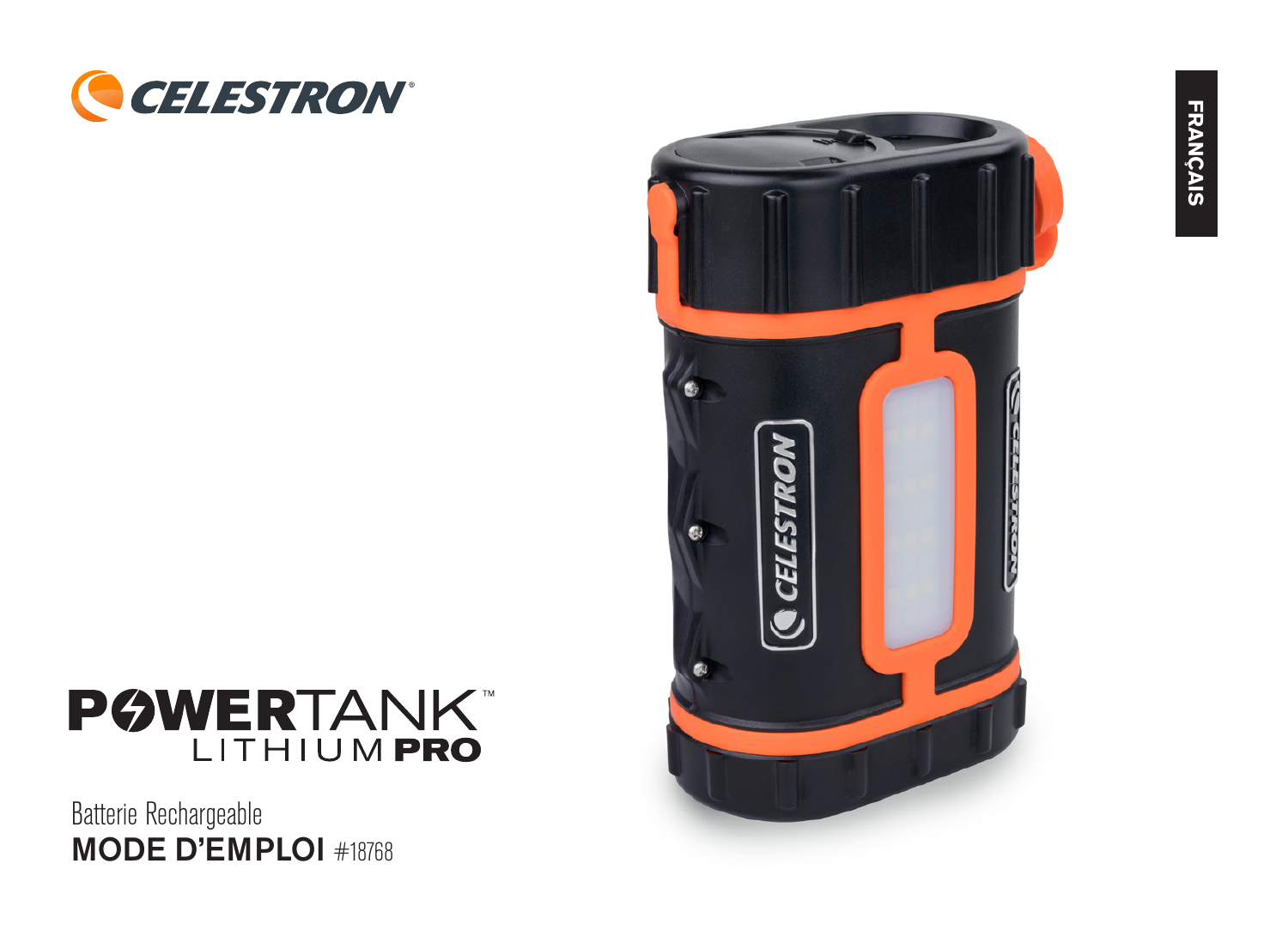FRANÇAIS

POWERTANK™ LITHIUM PRO

Batterie Rechargeable

**MODE D'EMPLOI** #18768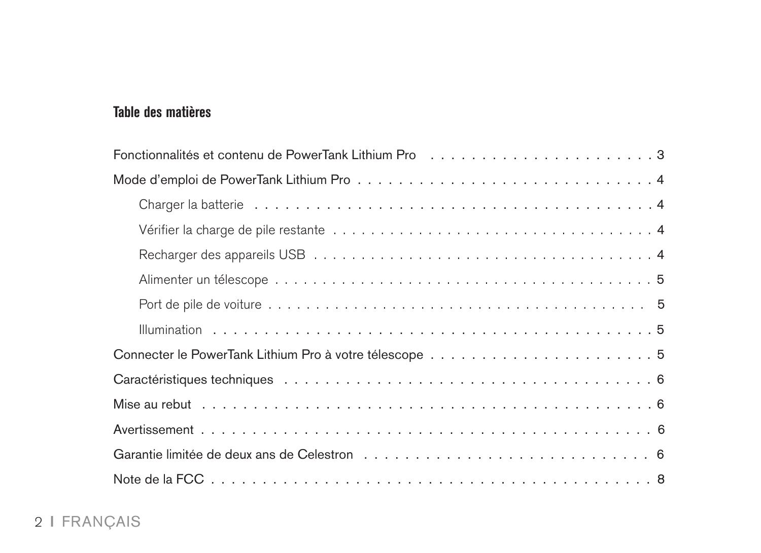## Table des matières

Fonctionnalités et contenu de PowerTank Lithium Pro . . . . . . . . . . . . . . . . . . . . . . . 3

Mode d'emploi de PowerTank Lithium Pro . . . . . . . . . . . . . . . . . . . . . . . . . . . . . . . 4

- Charger la batterie . . . . . . . . . . . . . . . . . . . . . . . . . . . . . . . . . . . . . . . . 4
- Vérifier la charge de pile restante . . . . . . . . . . . . . . . . . . . . . . . . . . . . . . . 4
- Recharger des appareils USB . . . . . . . . . . . . . . . . . . . . . . . . . . . . . . . . . . 4
- Alimenter un télescope . . . . . . . . . . . . . . . . . . . . . . . . . . . . . . . . . . . . . 5
- Port de pile de voiture . . . . . . . . . . . . . . . . . . . . . . . . . . . . . . . . . . . . . 5
- Illumination . . . . . . . . . . . . . . . . . . . . . . . . . . . . . . . . . . . . . . . . . . . 5

Connecter le PowerTank Lithium Pro à votre télescope . . . . . . . . . . . . . . . . . . . . . . 5

Caractéristiques techniques . . . . . . . . . . . . . . . . . . . . . . . . . . . . . . . . . . . . . 6

Mise au rebut . . . . . . . . . . . . . . . . . . . . . . . . . . . . . . . . . . . . . . . . . . . . . 6

Avertissement . . . . . . . . . . . . . . . . . . . . . . . . . . . . . . . . . . . . . . . . . . . . . 6

Garantie limitée de deux ans de Celestron . . . . . . . . . . . . . . . . . . . . . . . . . . . . . 6

Note de la FCC . . . . . . . . . . . . . . . . . . . . . . . . . . . . . . . . . . . . . . . . . . . . . 8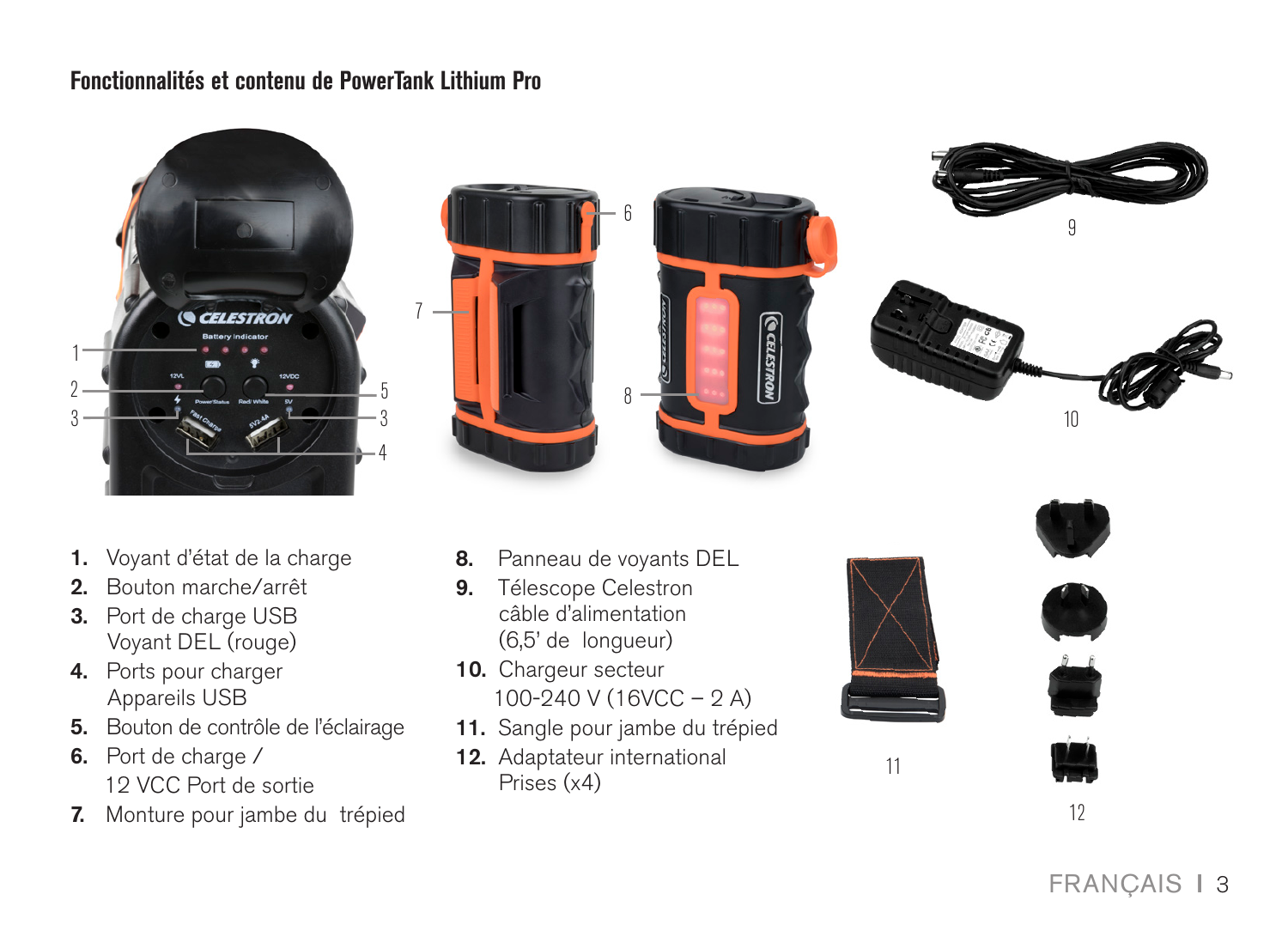## Fonctionnalités et contenu de PowerTank Lithium Pro

1. Voyant d'état de la charge
2. Bouton marche/arrêt
3. Port de charge USB
   Voyant DEL (rouge)
4. Ports pour charger
   Appareils USB
5. Bouton de contrôle de l'éclairage
6. Port de charge /
   12 VCC Port de sortie
7. Monture pour jambe du trépied
8. Panneau de voyants DEL
9. Télescope Celestron
   câble d'alimentation
   (6,5' de longueur)
10. Chargeur secteur
    100-240 V (16VCC – 2 A)
11. Sangle pour jambe du trépied
12. Adaptateur international
    Prises (x4)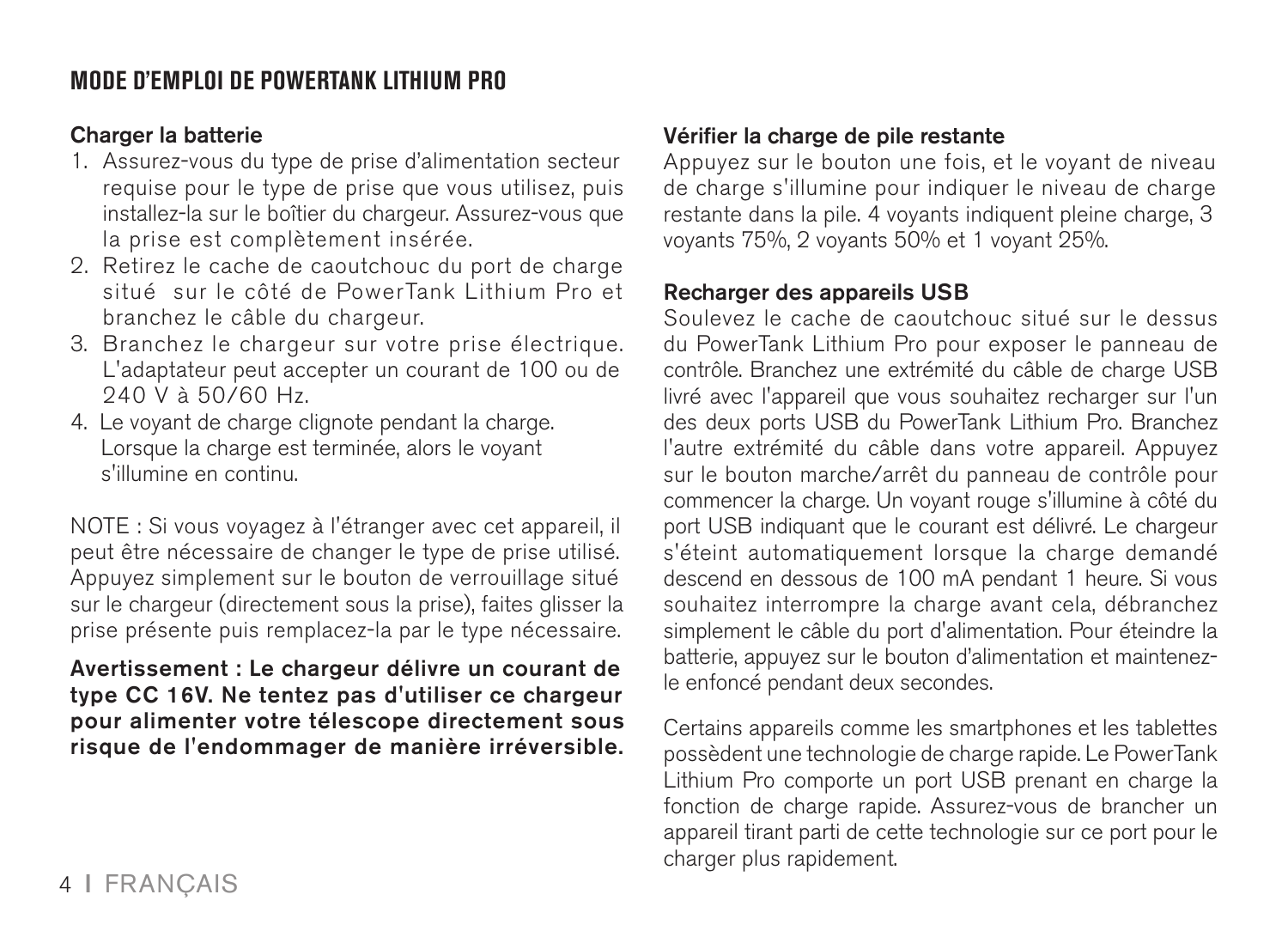## MODE D'EMPLOI DE POWERTANK LITHIUM PRO

**Charger la batterie**

1. Assurez-vous du type de prise d'alimentation secteur requise pour le type de prise que vous utilisez, puis installez-la sur le boîtier du chargeur. Assurez-vous que la prise est complètement insérée.
2. Retirez le cache de caoutchouc du port de charge situé sur le côté de PowerTank Lithium Pro et branchez le câble du chargeur.
3. Branchez le chargeur sur votre prise électrique. L'adaptateur peut accepter un courant de 100 ou de 240 V à 50/60 Hz.
4. Le voyant de charge clignote pendant la charge. Lorsque la charge est terminée, alors le voyant s'illumine en continu.

NOTE : Si vous voyagez à l'étranger avec cet appareil, il peut être nécessaire de changer le type de prise utilisé. Appuyez simplement sur le bouton de verrouillage situé sur le chargeur (directement sous la prise), faites glisser la prise présente puis remplacez-la par le type nécessaire.

**Avertissement : Le chargeur délivre un courant de type CC 16V. Ne tentez pas d'utiliser ce chargeur pour alimenter votre télescope directement sous risque de l'endommager de manière irréversible.**

**Vérifier la charge de pile restante**

Appuyez sur le bouton une fois, et le voyant de niveau de charge s'illumine pour indiquer le niveau de charge restante dans la pile. 4 voyants indiquent pleine charge, 3 voyants 75%, 2 voyants 50% et 1 voyant 25%.

**Recharger des appareils USB**

Soulevez le cache de caoutchouc situé sur le dessus du PowerTank Lithium Pro pour exposer le panneau de contrôle. Branchez une extrémité du câble de charge USB livré avec l'appareil que vous souhaitez recharger sur l'un des deux ports USB du PowerTank Lithium Pro. Branchez l'autre extrémité du câble dans votre appareil. Appuyez sur le bouton marche/arrêt du panneau de contrôle pour commencer la charge. Un voyant rouge s'illumine à côté du port USB indiquant que le courant est délivré. Le chargeur s'éteint automatiquement lorsque la charge demandé descend en dessous de 100 mA pendant 1 heure. Si vous souhaitez interrompre la charge avant cela, débranchez simplement le câble du port d'alimentation. Pour éteindre la batterie, appuyez sur le bouton d'alimentation et maintenez-le enfoncé pendant deux secondes.

Certains appareils comme les smartphones et les tablettes possèdent une technologie de charge rapide. Le PowerTank Lithium Pro comporte un port USB prenant en charge la fonction de charge rapide. Assurez-vous de brancher un appareil tirant parti de cette technologie sur ce port pour le charger plus rapidement.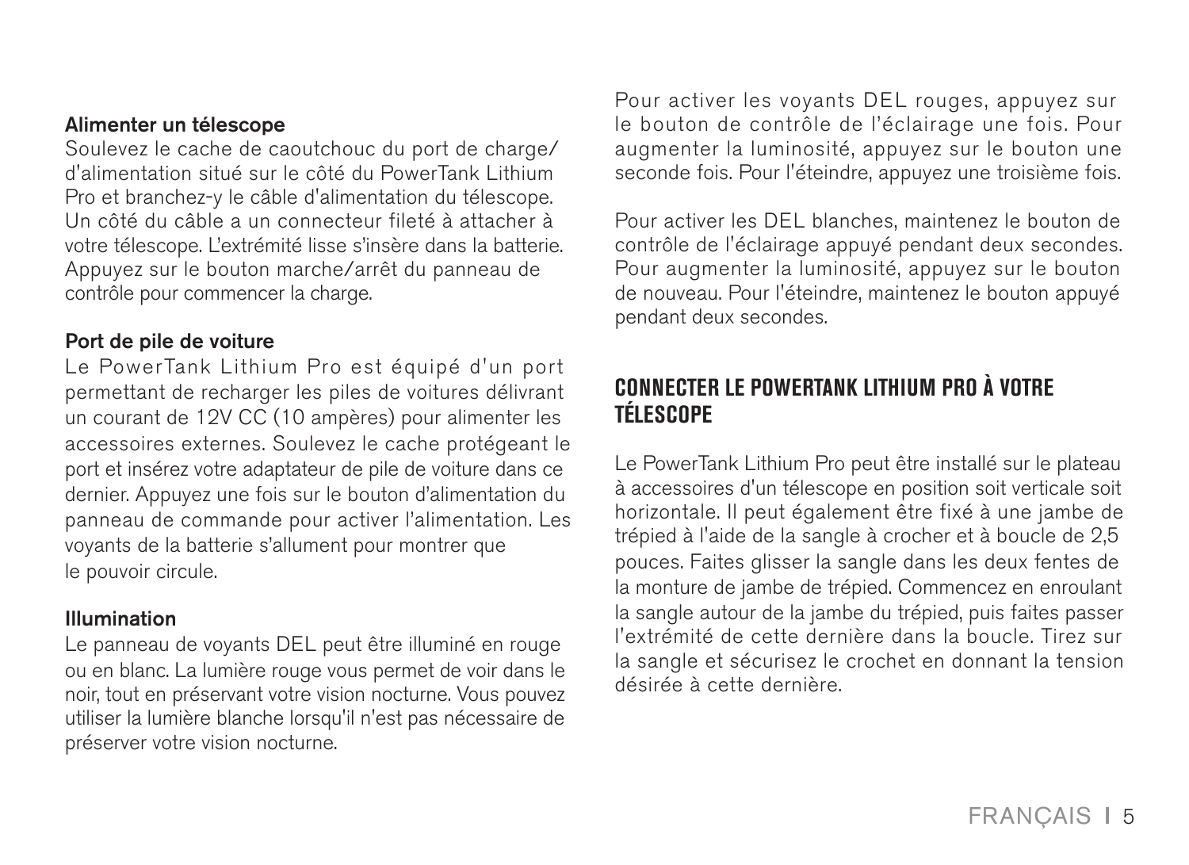**Alimenter un télescope**

Soulevez le cache de caoutchouc du port de charge/d'alimentation situé sur le côté du PowerTank Lithium Pro et branchez-y le câble d'alimentation du télescope. Un côté du câble a un connecteur fileté à attacher à votre télescope. L'extrémité lisse s'insère dans la batterie. Appuyez sur le bouton marche/arrêt du panneau de contrôle pour commencer la charge.

**Port de pile de voiture**

Le PowerTank Lithium Pro est équipé d'un port permettant de recharger les piles de voitures délivrant un courant de 12V CC (10 ampères) pour alimenter les accessoires externes. Soulevez le cache protégeant le port et insérez votre adaptateur de pile de voiture dans ce dernier. Appuyez une fois sur le bouton d'alimentation du panneau de commande pour activer l'alimentation. Les voyants de la batterie s'allument pour montrer que le pouvoir circule.

**Illumination**

Le panneau de voyants DEL peut être illuminé en rouge ou en blanc. La lumière rouge vous permet de voir dans le noir, tout en préservant votre vision nocturne. Vous pouvez utiliser la lumière blanche lorsqu'il n'est pas nécessaire de préserver votre vision nocturne.

Pour activer les voyants DEL rouges, appuyez sur le bouton de contrôle de l'éclairage une fois. Pour augmenter la luminosité, appuyez sur le bouton une seconde fois. Pour l'éteindre, appuyez une troisième fois.

Pour activer les DEL blanches, maintenez le bouton de contrôle de l'éclairage appuyé pendant deux secondes. Pour augmenter la luminosité, appuyez sur le bouton de nouveau. Pour l'éteindre, maintenez le bouton appuyé pendant deux secondes.

## CONNECTER LE POWERTANK LITHIUM PRO À VOTRE TÉLESCOPE

Le PowerTank Lithium Pro peut être installé sur le plateau à accessoires d'un télescope en position soit verticale soit horizontale. Il peut également être fixé à une jambe de trépied à l'aide de la sangle à crocher et à boucle de 2,5 pouces. Faites glisser la sangle dans les deux fentes de la monture de jambe de trépied. Commencez en enroulant la sangle autour de la jambe du trépied, puis faites passer l'extrémité de cette dernière dans la boucle. Tirez sur la sangle et sécurisez le crochet en donnant la tension désirée à cette dernière.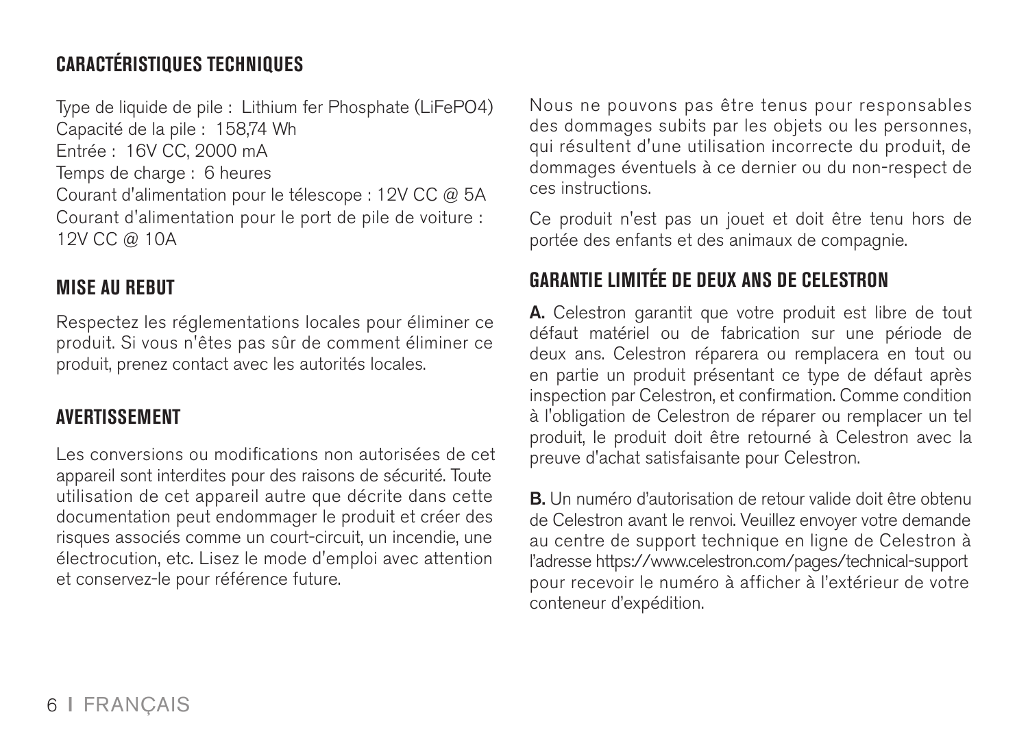## CARACTÉRISTIQUES TECHNIQUES

Type de liquide de pile : Lithium fer Phosphate (LiFePO4)
Capacité de la pile : 158,74 Wh
Entrée : 16V CC, 2000 mA
Temps de charge : 6 heures
Courant d'alimentation pour le télescope : 12V CC @ 5A
Courant d'alimentation pour le port de pile de voiture : 12V CC @ 10A

## MISE AU REBUT

Respectez les réglementations locales pour éliminer ce produit. Si vous n'êtes pas sûr de comment éliminer ce produit, prenez contact avec les autorités locales.

## AVERTISSEMENT

Les conversions ou modifications non autorisées de cet appareil sont interdites pour des raisons de sécurité. Toute utilisation de cet appareil autre que décrite dans cette documentation peut endommager le produit et créer des risques associés comme un court-circuit, un incendie, une électrocution, etc. Lisez le mode d'emploi avec attention et conservez-le pour référence future.

Nous ne pouvons pas être tenus pour responsables des dommages subits par les objets ou les personnes, qui résultent d'une utilisation incorrecte du produit, de dommages éventuels à ce dernier ou du non-respect de ces instructions.

Ce produit n'est pas un jouet et doit être tenu hors de portée des enfants et des animaux de compagnie.

## GARANTIE LIMITÉE DE DEUX ANS DE CELESTRON

**A.** Celestron garantit que votre produit est libre de tout défaut matériel ou de fabrication sur une période de deux ans. Celestron réparera ou remplacera en tout ou en partie un produit présentant ce type de défaut après inspection par Celestron, et confirmation. Comme condition à l'obligation de Celestron de réparer ou remplacer un tel produit, le produit doit être retourné à Celestron avec la preuve d'achat satisfaisante pour Celestron.

**B.** Un numéro d'autorisation de retour valide doit être obtenu de Celestron avant le renvoi. Veuillez envoyer votre demande au centre de support technique en ligne de Celestron à l'adresse https://www.celestron.com/pages/technical-support pour recevoir le numéro à afficher à l'extérieur de votre conteneur d'expédition.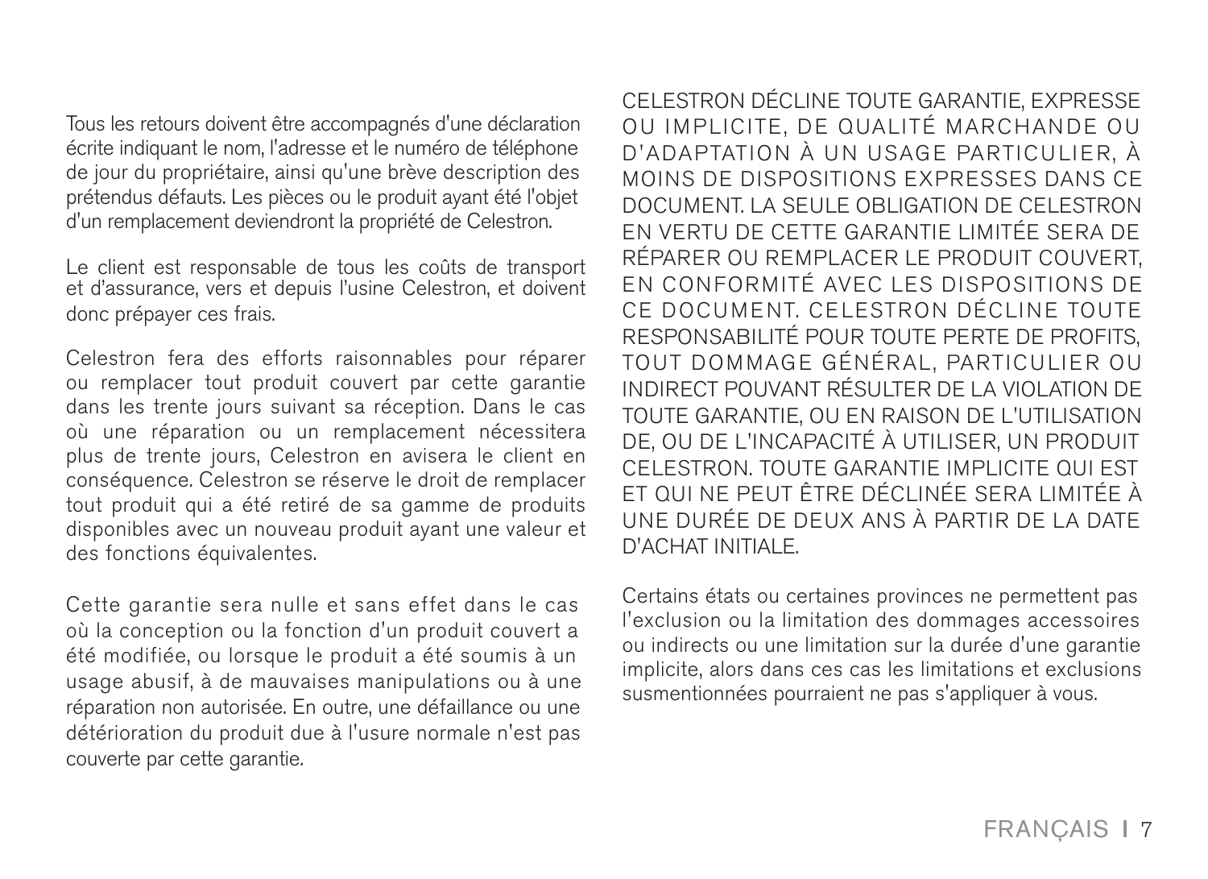Tous les retours doivent être accompagnés d'une déclaration écrite indiquant le nom, l'adresse et le numéro de téléphone de jour du propriétaire, ainsi qu'une brève description des prétendus défauts. Les pièces ou le produit ayant été l'objet d'un remplacement deviendront la propriété de Celestron.

Le client est responsable de tous les coûts de transport et d'assurance, vers et depuis l'usine Celestron, et doivent donc prépayer ces frais.

Celestron fera des efforts raisonnables pour réparer ou remplacer tout produit couvert par cette garantie dans les trente jours suivant sa réception. Dans le cas où une réparation ou un remplacement nécessitera plus de trente jours, Celestron en avisera le client en conséquence. Celestron se réserve le droit de remplacer tout produit qui a été retiré de sa gamme de produits disponibles avec un nouveau produit ayant une valeur et des fonctions équivalentes.

Cette garantie sera nulle et sans effet dans le cas où la conception ou la fonction d'un produit couvert a été modifiée, ou lorsque le produit a été soumis à un usage abusif, à de mauvaises manipulations ou à une réparation non autorisée. En outre, une défaillance ou une détérioration du produit due à l'usure normale n'est pas couverte par cette garantie.

CELESTRON DÉCLINE TOUTE GARANTIE, EXPRESSE OU IMPLICITE, DE QUALITÉ MARCHANDE OU D'ADAPTATION À UN USAGE PARTICULIER, À MOINS DE DISPOSITIONS EXPRESSES DANS CE DOCUMENT. LA SEULE OBLIGATION DE CELESTRON EN VERTU DE CETTE GARANTIE LIMITÉE SERA DE RÉPARER OU REMPLACER LE PRODUIT COUVERT, EN CONFORMITÉ AVEC LES DISPOSITIONS DE CE DOCUMENT. CELESTRON DÉCLINE TOUTE RESPONSABILITÉ POUR TOUTE PERTE DE PROFITS, TOUT DOMMAGE GÉNÉRAL, PARTICULIER OU INDIRECT POUVANT RÉSULTER DE LA VIOLATION DE TOUTE GARANTIE, OU EN RAISON DE L'UTILISATION DE, OU DE L'INCAPACITÉ À UTILISER, UN PRODUIT CELESTRON. TOUTE GARANTIE IMPLICITE QUI EST ET QUI NE PEUT ÊTRE DÉCLINÉE SERA LIMITÉE À UNE DURÉE DE DEUX ANS À PARTIR DE LA DATE D'ACHAT INITIALE.

Certains états ou certaines provinces ne permettent pas l'exclusion ou la limitation des dommages accessoires ou indirects ou une limitation sur la durée d'une garantie implicite, alors dans ces cas les limitations et exclusions susmentionnées pourraient ne pas s'appliquer à vous.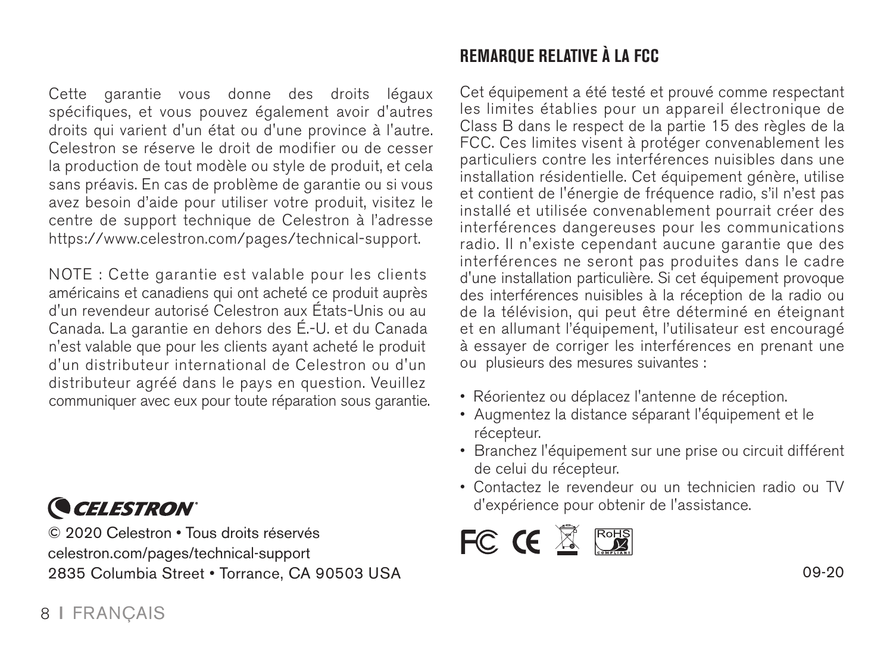Cette garantie vous donne des droits légaux spécifiques, et vous pouvez également avoir d'autres droits qui varient d'un état ou d'une province à l'autre. Celestron se réserve le droit de modifier ou de cesser la production de tout modèle ou style de produit, et cela sans préavis. En cas de problème de garantie ou si vous avez besoin d'aide pour utiliser votre produit, visitez le centre de support technique de Celestron à l'adresse https://www.celestron.com/pages/technical-support.

NOTE : Cette garantie est valable pour les clients américains et canadiens qui ont acheté ce produit auprès d'un revendeur autorisé Celestron aux États-Unis ou au Canada. La garantie en dehors des É.-U. et du Canada n'est valable que pour les clients ayant acheté le produit d'un distributeur international de Celestron ou d'un distributeur agréé dans le pays en question. Veuillez communiquer avec eux pour toute réparation sous garantie.

CELESTRON

© 2020 Celestron • Tous droits réservés
celestron.com/pages/technical-support
2835 Columbia Street • Torrance, CA 90503 USA

## REMARQUE RELATIVE À LA FCC

Cet équipement a été testé et prouvé comme respectant les limites établies pour un appareil électronique de Class B dans le respect de la partie 15 des règles de la FCC. Ces limites visent à protéger convenablement les particuliers contre les interférences nuisibles dans une installation résidentielle. Cet équipement génère, utilise et contient de l'énergie de fréquence radio, s'il n'est pas installé et utilisée convenablement pourrait créer des interférences dangereuses pour les communications radio. Il n'existe cependant aucune garantie que des interférences ne seront pas produites dans le cadre d'une installation particulière. Si cet équipement provoque des interférences nuisibles à la réception de la radio ou de la télévision, qui peut être déterminé en éteignant et en allumant l'équipement, l'utilisateur est encouragé à essayer de corriger les interférences en prenant une ou plusieurs des mesures suivantes :

- Réorientez ou déplacez l'antenne de réception.
- Augmentez la distance séparant l'équipement et le récepteur.
- Branchez l'équipement sur une prise ou circuit différent de celui du récepteur.
- Contactez le revendeur ou un technicien radio ou TV d'expérience pour obtenir de l'assistance.

09-20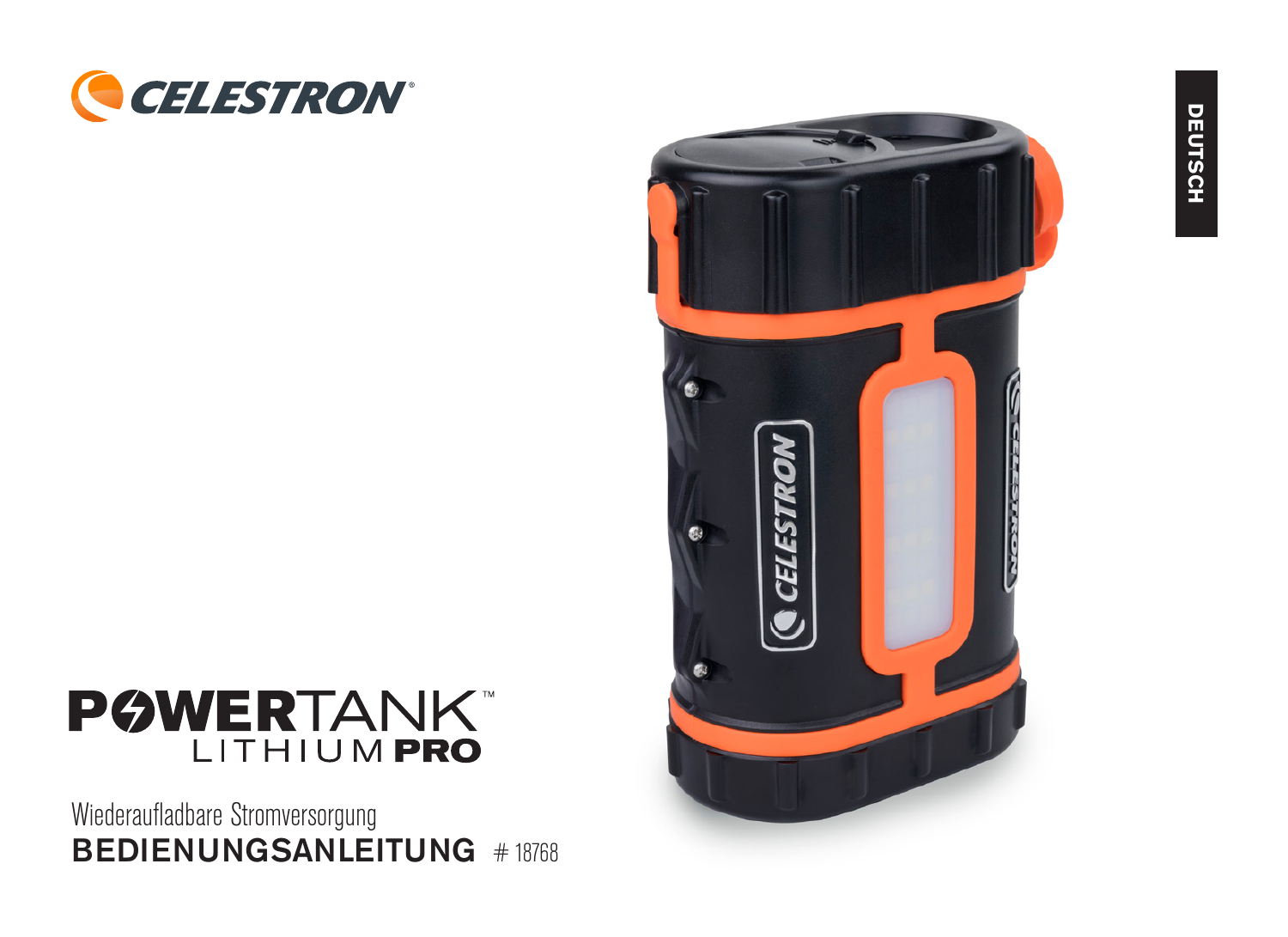CELESTRON®

DEUTSCH

# POWERTANK™ LITHIUM PRO

Wiederaufladbare Stromversorgung

## BEDIENUNGSANLEITUNG # 18768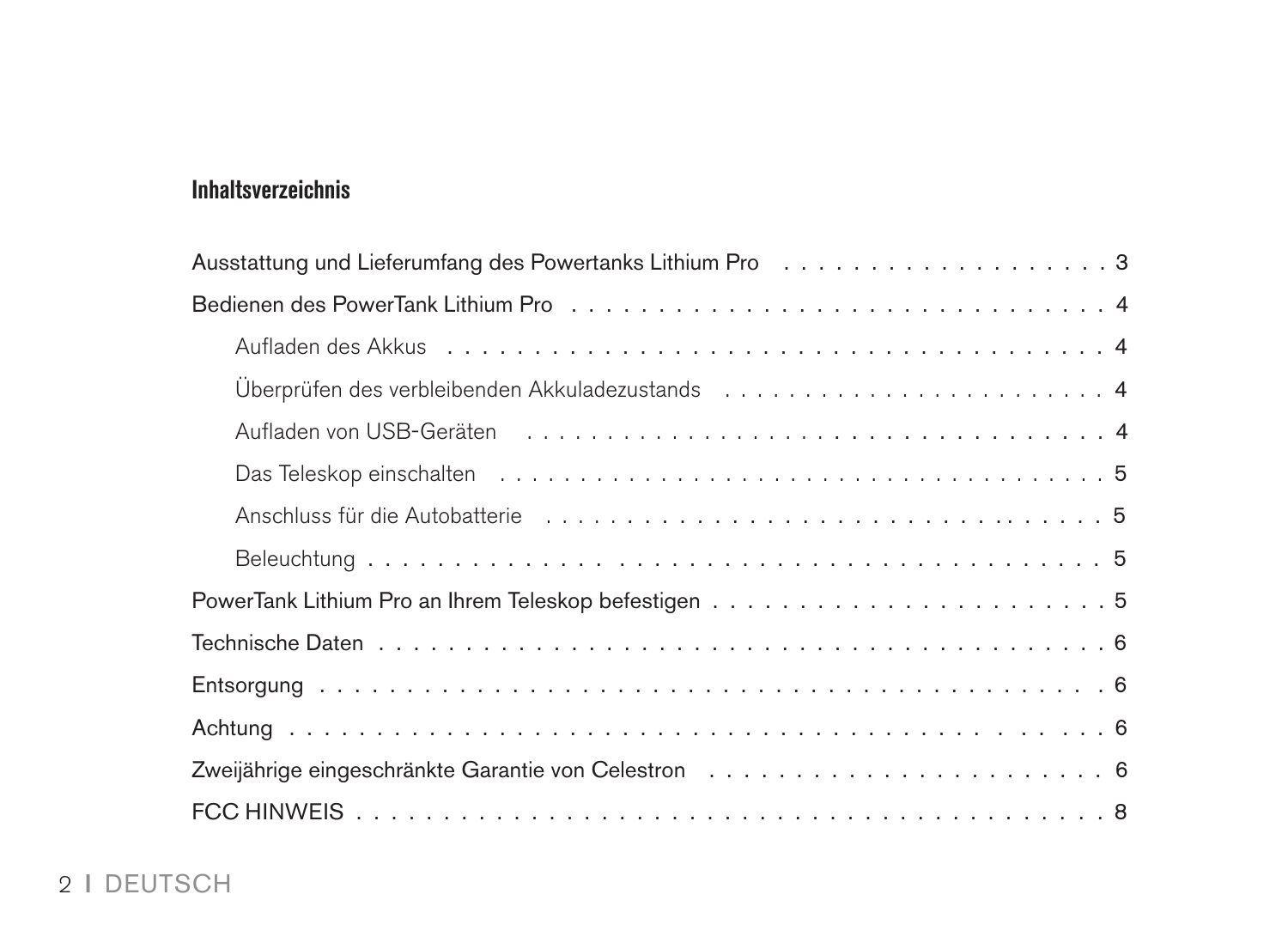## Inhaltsverzeichnis

Ausstattung und Lieferumfang des Powertanks Lithium Pro . . . . . . . . . . . . . . . . . . . . 3

Bedienen des PowerTank Lithium Pro . . . . . . . . . . . . . . . . . . . . . . . . . . . . . . . . . . 4

- Aufladen des Akkus . . . . . . . . . . . . . . . . . . . . . . . . . . . . . . . . . . . . . . . . . 4
- Überprüfen des verbleibenden Akkuladezustands . . . . . . . . . . . . . . . . . . . . . . . . 4
- Aufladen von USB-Geräten . . . . . . . . . . . . . . . . . . . . . . . . . . . . . . . . . . . . 4
- Das Teleskop einschalten . . . . . . . . . . . . . . . . . . . . . . . . . . . . . . . . . . . . . 5
- Anschluss für die Autobatterie . . . . . . . . . . . . . . . . . . . . . . . . . . . . . . . . . . 5
- Beleuchtung . . . . . . . . . . . . . . . . . . . . . . . . . . . . . . . . . . . . . . . . . . . . . 5

PowerTank Lithium Pro an Ihrem Teleskop befestigen . . . . . . . . . . . . . . . . . . . . . . . 5

Technische Daten . . . . . . . . . . . . . . . . . . . . . . . . . . . . . . . . . . . . . . . . . . . . 6

Entsorgung . . . . . . . . . . . . . . . . . . . . . . . . . . . . . . . . . . . . . . . . . . . . . . . 6

Achtung . . . . . . . . . . . . . . . . . . . . . . . . . . . . . . . . . . . . . . . . . . . . . . . . . 6

Zweijährige eingeschränkte Garantie von Celestron . . . . . . . . . . . . . . . . . . . . . . . . 6

FCC HINWEIS . . . . . . . . . . . . . . . . . . . . . . . . . . . . . . . . . . . . . . . . . . . . . . 8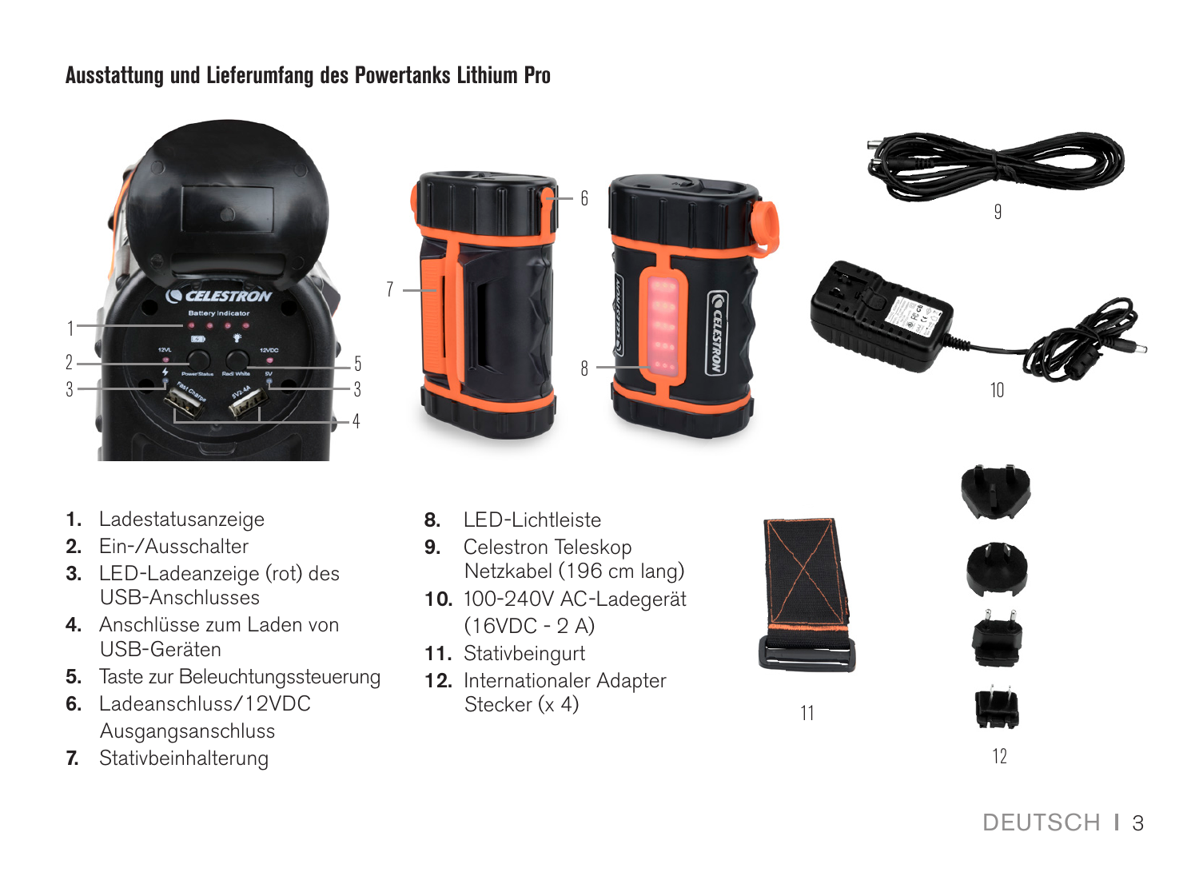## Ausstattung und Lieferumfang des Powertanks Lithium Pro

1. Ladestatusanzeige
2. Ein-/Ausschalter
3. LED-Ladeanzeige (rot) des USB-Anschlusses
4. Anschlüsse zum Laden von USB-Geräten
5. Taste zur Beleuchtungssteuerung
6. Ladeanschluss/12VDC Ausgangsanschluss
7. Stativbeinhalterung
8. LED-Lichtleiste
9. Celestron Teleskop Netzkabel (196 cm lang)
10. 100-240V AC-Ladegerät (16VDC - 2 A)
11. Stativbeingurt
12. Internationaler Adapter Stecker (x 4)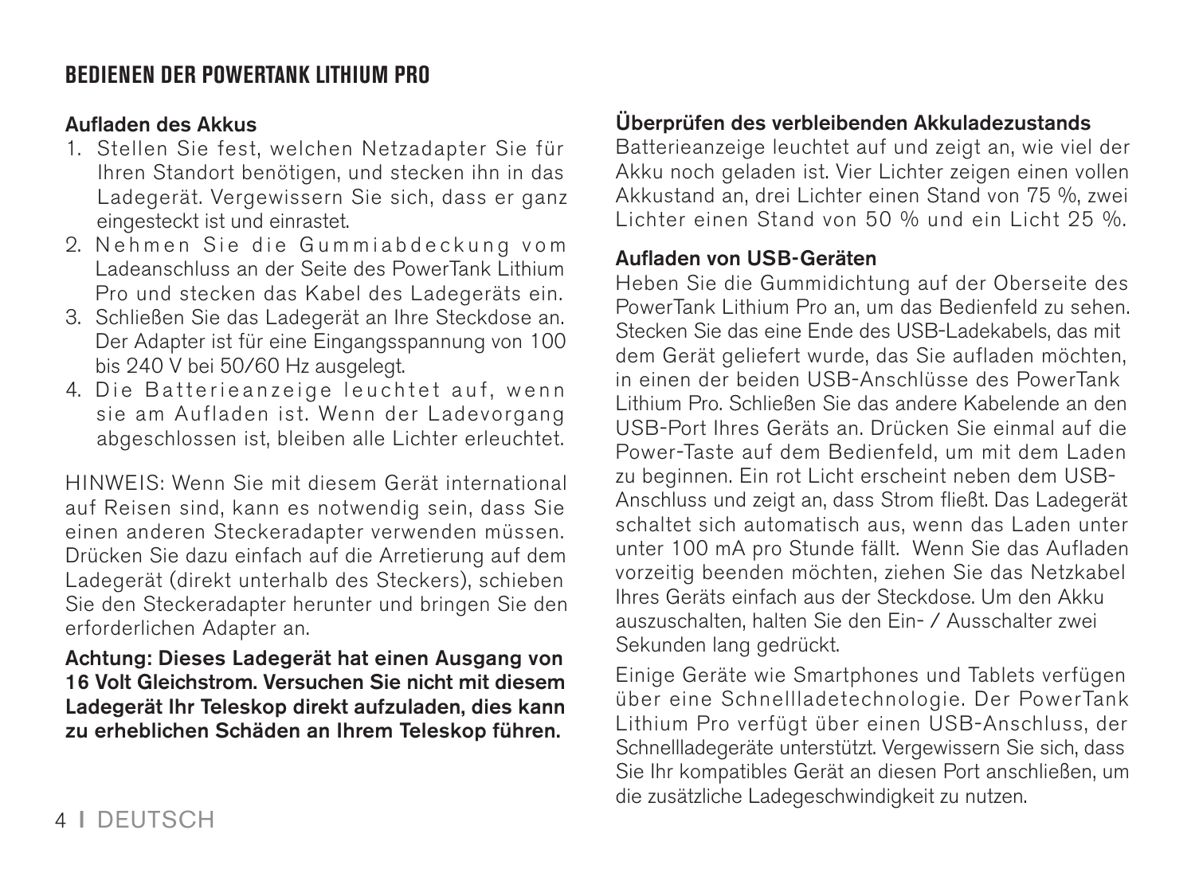## BEDIENEN DER POWERTANK LITHIUM PRO

**Aufladen des Akkus**

1. Stellen Sie fest, welchen Netzadapter Sie für Ihren Standort benötigen, und stecken ihn in das Ladegerät. Vergewissern Sie sich, dass er ganz eingesteckt ist und einrastet.
2. Nehmen Sie die Gummiabdeckung vom Ladeanschluss an der Seite des PowerTank Lithium Pro und stecken das Kabel des Ladegeräts ein.
3. Schließen Sie das Ladegerät an Ihre Steckdose an. Der Adapter ist für eine Eingangsspannung von 100 bis 240 V bei 50/60 Hz ausgelegt.
4. Die Batterieanzeige leuchtet auf, wenn sie am Aufladen ist. Wenn der Ladevorgang abgeschlossen ist, bleiben alle Lichter erleuchtet.

HINWEIS: Wenn Sie mit diesem Gerät international auf Reisen sind, kann es notwendig sein, dass Sie einen anderen Steckeradapter verwenden müssen. Drücken Sie dazu einfach auf die Arretierung auf dem Ladegerät (direkt unterhalb des Steckers), schieben Sie den Steckeradapter herunter und bringen Sie den erforderlichen Adapter an.

**Achtung: Dieses Ladegerät hat einen Ausgang von 16 Volt Gleichstrom. Versuchen Sie nicht mit diesem Ladegerät Ihr Teleskop direkt aufzuladen, dies kann zu erheblichen Schäden an Ihrem Teleskop führen.**

**Überprüfen des verbleibenden Akkuladezustands**

Batterieanzeige leuchtet auf und zeigt an, wie viel der Akku noch geladen ist. Vier Lichter zeigen einen vollen Akkustand an, drei Lichter einen Stand von 75 %, zwei Lichter einen Stand von 50 % und ein Licht 25 %.

**Aufladen von USB-Geräten**

Heben Sie die Gummidichtung auf der Oberseite des PowerTank Lithium Pro an, um das Bedienfeld zu sehen. Stecken Sie das eine Ende des USB-Ladekabels, das mit dem Gerät geliefert wurde, das Sie aufladen möchten, in einen der beiden USB-Anschlüsse des PowerTank Lithium Pro. Schließen Sie das andere Kabelende an den USB-Port Ihres Geräts an. Drücken Sie einmal auf die Power-Taste auf dem Bedienfeld, um mit dem Laden zu beginnen. Ein rot Licht erscheint neben dem USB-Anschluss und zeigt an, dass Strom fließt. Das Ladegerät schaltet sich automatisch aus, wenn das Laden unter unter 100 mA pro Stunde fällt. Wenn Sie das Aufladen vorzeitig beenden möchten, ziehen Sie das Netzkabel Ihres Geräts einfach aus der Steckdose. Um den Akku auszuschalten, halten Sie den Ein- / Ausschalter zwei Sekunden lang gedrückt.

Einige Geräte wie Smartphones und Tablets verfügen über eine Schnellladetechnologie. Der PowerTank Lithium Pro verfügt über einen USB-Anschluss, der Schnellladegeräte unterstützt. Vergewissern Sie sich, dass Sie Ihr kompatibles Gerät an diesen Port anschließen, um die zusätzliche Ladegeschwindigkeit zu nutzen.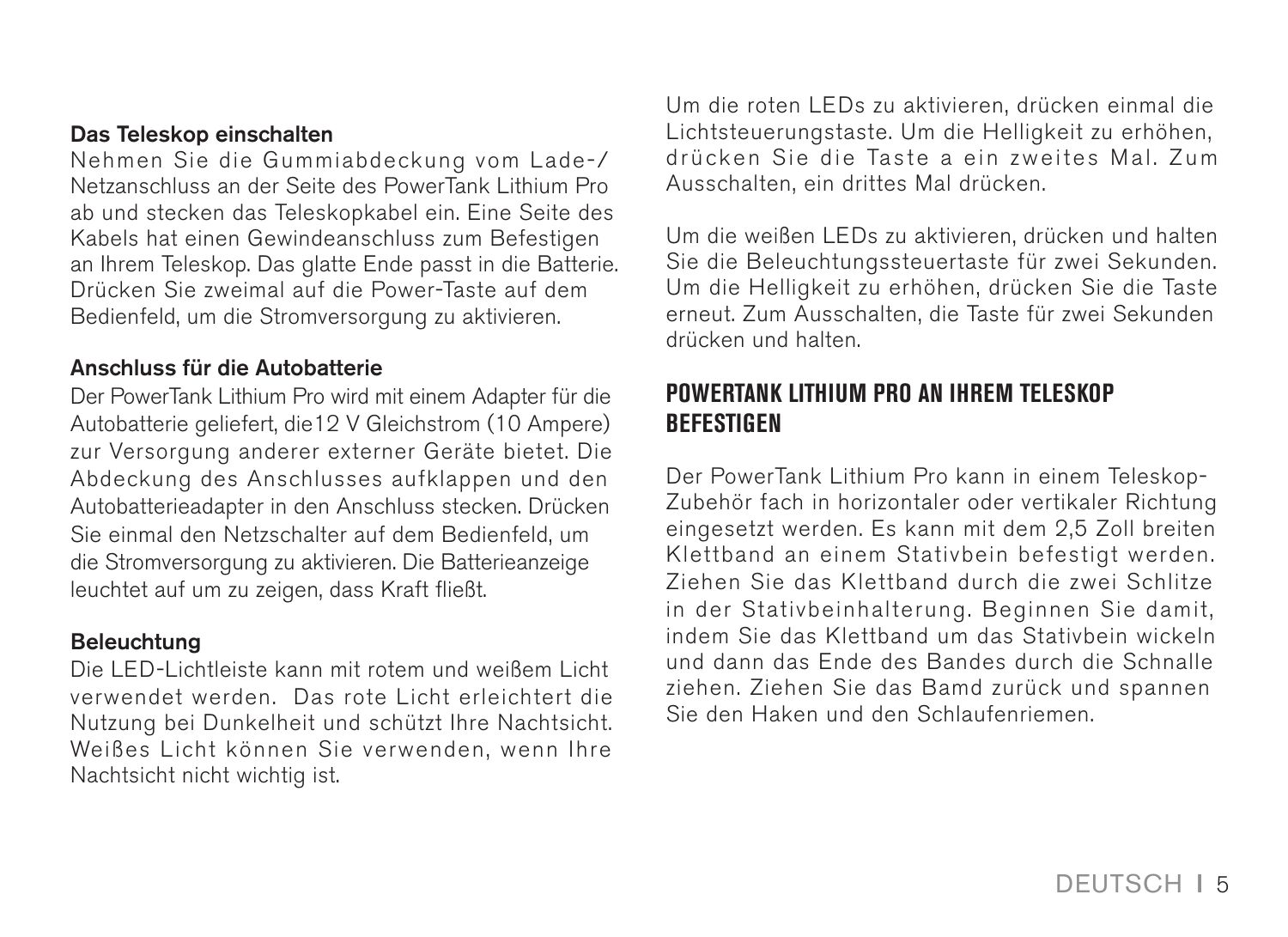### Das Teleskop einschalten

Nehmen Sie die Gummiabdeckung vom Lade-/ Netzanschluss an der Seite des PowerTank Lithium Pro ab und stecken das Teleskopkabel ein. Eine Seite des Kabels hat einen Gewindeanschluss zum Befestigen an Ihrem Teleskop. Das glatte Ende passt in die Batterie. Drücken Sie zweimal auf die Power-Taste auf dem Bedienfeld, um die Stromversorgung zu aktivieren.

### Anschluss für die Autobatterie

Der PowerTank Lithium Pro wird mit einem Adapter für die Autobatterie geliefert, die12 V Gleichstrom (10 Ampere) zur Versorgung anderer externer Geräte bietet. Die Abdeckung des Anschlusses aufklappen und den Autobatterieadapter in den Anschluss stecken. Drücken Sie einmal den Netzschalter auf dem Bedienfeld, um die Stromversorgung zu aktivieren. Die Batterieanzeige leuchtet auf um zu zeigen, dass Kraft fließt.

### Beleuchtung

Die LED-Lichtleiste kann mit rotem und weißem Licht verwendet werden. Das rote Licht erleichtert die Nutzung bei Dunkelheit und schützt Ihre Nachtsicht. Weißes Licht können Sie verwenden, wenn Ihre Nachtsicht nicht wichtig ist.

Um die roten LEDs zu aktivieren, drücken einmal die Lichtsteuerungstaste. Um die Helligkeit zu erhöhen, drücken Sie die Taste a ein zweites Mal. Zum Ausschalten, ein drittes Mal drücken.

Um die weißen LEDs zu aktivieren, drücken und halten Sie die Beleuchtungssteuertaste für zwei Sekunden. Um die Helligkeit zu erhöhen, drücken Sie die Taste erneut. Zum Ausschalten, die Taste für zwei Sekunden drücken und halten.

## POWERTANK LITHIUM PRO AN IHREM TELESKOP BEFESTIGEN

Der PowerTank Lithium Pro kann in einem Teleskop-Zubehör fach in horizontaler oder vertikaler Richtung eingesetzt werden. Es kann mit dem 2,5 Zoll breiten Klettband an einem Stativbein befestigt werden. Ziehen Sie das Klettband durch die zwei Schlitze in der Stativbeinhalterung. Beginnen Sie damit, indem Sie das Klettband um das Stativbein wickeln und dann das Ende des Bandes durch die Schnalle ziehen. Ziehen Sie das Bamd zurück und spannen Sie den Haken und den Schlaufenriemen.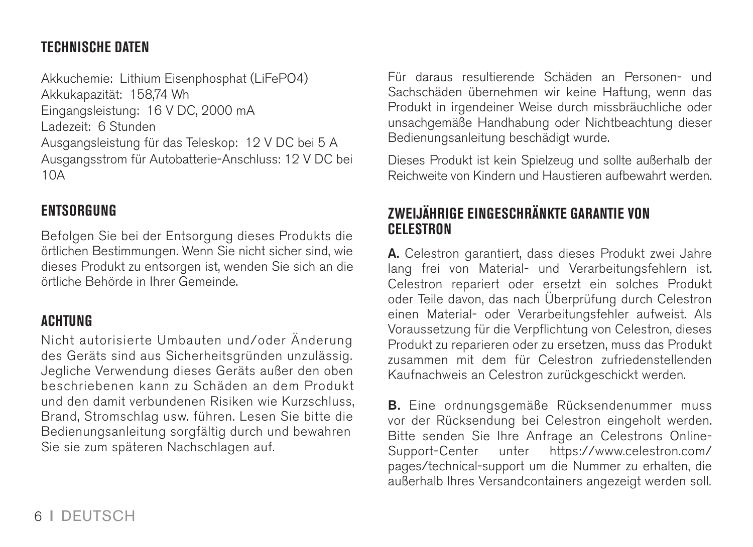## TECHNISCHE DATEN

Akkuchemie: Lithium Eisenphosphat (LiFePO4)
Akkukapazität: 158,74 Wh
Eingangsleistung: 16 V DC, 2000 mA
Ladezeit: 6 Stunden
Ausgangsleistung für das Teleskop: 12 V DC bei 5 A
Ausgangsstrom für Autobatterie-Anschluss: 12 V DC bei 10A

## ENTSORGUNG

Befolgen Sie bei der Entsorgung dieses Produkts die örtlichen Bestimmungen. Wenn Sie nicht sicher sind, wie dieses Produkt zu entsorgen ist, wenden Sie sich an die örtliche Behörde in Ihrer Gemeinde.

## ACHTUNG

Nicht autorisierte Umbauten und/oder Änderung des Geräts sind aus Sicherheitsgründen unzulässig. Jegliche Verwendung dieses Geräts außer den oben beschriebenen kann zu Schäden an dem Produkt und den damit verbundenen Risiken wie Kurzschluss, Brand, Stromschlag usw. führen. Lesen Sie bitte die Bedienungsanleitung sorgfältig durch und bewahren Sie sie zum späteren Nachschlagen auf.

Für daraus resultierende Schäden an Personen- und Sachschäden übernehmen wir keine Haftung, wenn das Produkt in irgendeiner Weise durch missbräuchliche oder unsachgemäße Handhabung oder Nichtbeachtung dieser Bedienungsanleitung beschädigt wurde.

Dieses Produkt ist kein Spielzeug und sollte außerhalb der Reichweite von Kindern und Haustieren aufbewahrt werden.

## ZWEIJÄHRIGE EINGESCHRÄNKTE GARANTIE VON CELESTRON

**A.** Celestron garantiert, dass dieses Produkt zwei Jahre lang frei von Material- und Verarbeitungsfehlern ist. Celestron repariert oder ersetzt ein solches Produkt oder Teile davon, das nach Überprüfung durch Celestron einen Material- oder Verarbeitungsfehler aufweist. Als Voraussetzung für die Verpflichtung von Celestron, dieses Produkt zu reparieren oder zu ersetzen, muss das Produkt zusammen mit dem für Celestron zufriedenstellenden Kaufnachweis an Celestron zurückgeschickt werden.

**B.** Eine ordnungsgemäße Rücksendenummer muss vor der Rücksendung bei Celestron eingeholt werden. Bitte senden Sie Ihre Anfrage an Celestrons Online-Support-Center unter https://www.celestron.com/pages/technical-support um die Nummer zu erhalten, die außerhalb Ihres Versandcontainers angezeigt werden soll.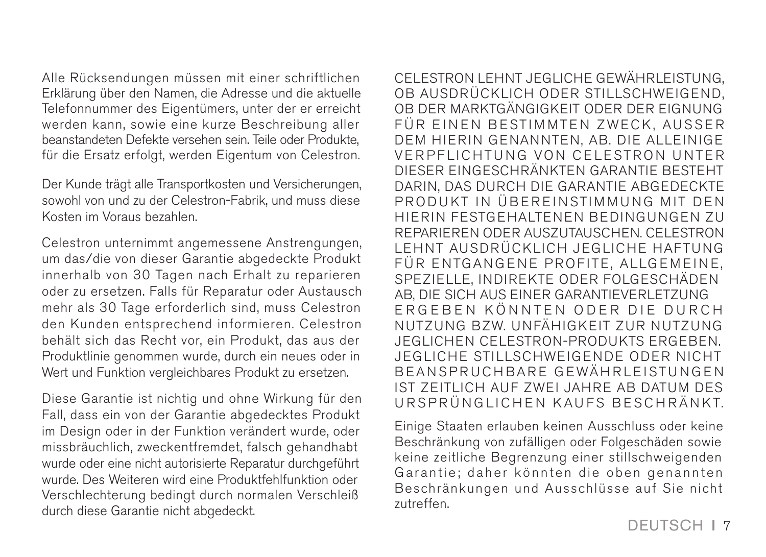Alle Rücksendungen müssen mit einer schriftlichen Erklärung über den Namen, die Adresse und die aktuelle Telefonnummer des Eigentümers, unter der er erreicht werden kann, sowie eine kurze Beschreibung aller beanstandeten Defekte versehen sein. Teile oder Produkte, für die Ersatz erfolgt, werden Eigentum von Celestron.

Der Kunde trägt alle Transportkosten und Versicherungen, sowohl von und zu der Celestron-Fabrik, und muss diese Kosten im Voraus bezahlen.

Celestron unternimmt angemessene Anstrengungen, um das/die von dieser Garantie abgedeckte Produkt innerhalb von 30 Tagen nach Erhalt zu reparieren oder zu ersetzen. Falls für Reparatur oder Austausch mehr als 30 Tage erforderlich sind, muss Celestron den Kunden entsprechend informieren. Celestron behält sich das Recht vor, ein Produkt, das aus der Produktlinie genommen wurde, durch ein neues oder in Wert und Funktion vergleichbares Produkt zu ersetzen.

Diese Garantie ist nichtig und ohne Wirkung für den Fall, dass ein von der Garantie abgedecktes Produkt im Design oder in der Funktion verändert wurde, oder missbräuchlich, zweckentfremdet, falsch gehandhabt wurde oder eine nicht autorisierte Reparatur durchgeführt wurde. Des Weiteren wird eine Produktfehlfunktion oder Verschlechterung bedingt durch normalen Verschleiß durch diese Garantie nicht abgedeckt.

CELESTRON LEHNT JEGLICHE GEWÄHRLEISTUNG, OB AUSDRÜCKLICH ODER STILLSCHWEIGEND, OB DER MARKTGÄNGIGKEIT ODER DER EIGNUNG FÜR EINEN BESTIMMTEN ZWECK, AUSSER DEM HIERIN GENANNTEN, AB. DIE ALLEINIGE VERPFLICHTUNG VON CELESTRON UNTER DIESER EINGESCHRÄNKTEN GARANTIE BESTEHT DARIN, DAS DURCH DIE GARANTIE ABGEDECKTE PRODUKT IN ÜBEREINSTIMMUNG MIT DEN HIERIN FESTGEHALTENEN BEDINGUNGEN ZU REPARIEREN ODER AUSZUTAUSCHEN. CELESTRON LEHNT AUSDRÜCKLICH JEGLICHE HAFTUNG FÜR ENTGANGENE PROFITE, ALLGEMEINE, SPEZIELLE, INDIREKTE ODER FOLGESCHÄDEN AB, DIE SICH AUS EINER GARANTIEVERLETZUNG ERGEBEN KÖNNTEN ODER DIE DURCH NUTZUNG BZW. UNFÄHIGKEIT ZUR NUTZUNG JEGLICHEN CELESTRON-PRODUKTS ERGEBEN. JEGLICHE STILLSCHWEIGENDE ODER NICHT BEANSPRUCHBARE GEWÄHRLEISTUNGEN IST ZEITLICH AUF ZWEI JAHRE AB DATUM DES URSPRÜNGLICHEN KAUFS BESCHRÄNKT.

Einige Staaten erlauben keinen Ausschluss oder keine Beschränkung von zufälligen oder Folgeschäden sowie keine zeitliche Begrenzung einer stillschweigenden Garantie; daher könnten die oben genannten Beschränkungen und Ausschlüsse auf Sie nicht zutreffen.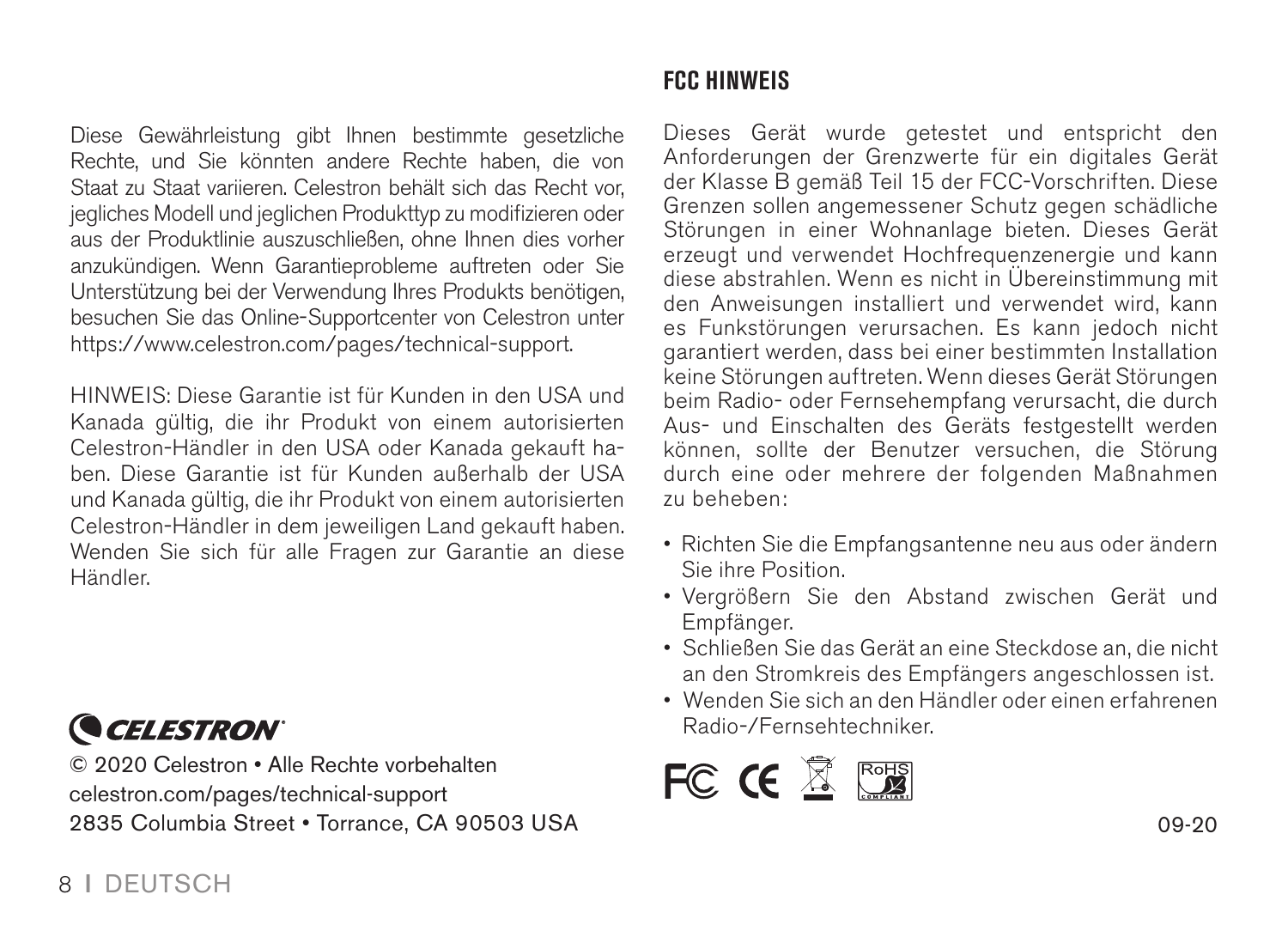Diese Gewährleistung gibt Ihnen bestimmte gesetzliche Rechte, und Sie könnten andere Rechte haben, die von Staat zu Staat variieren. Celestron behält sich das Recht vor, jegliches Modell und jeglichen Produkttyp zu modifizieren oder aus der Produktlinie auszuschließen, ohne Ihnen dies vorher anzukündigen. Wenn Garantieprobleme auftreten oder Sie Unterstützung bei der Verwendung Ihres Produkts benötigen, besuchen Sie das Online-Supportcenter von Celestron unter https://www.celestron.com/pages/technical-support.

HINWEIS: Diese Garantie ist für Kunden in den USA und Kanada gültig, die ihr Produkt von einem autorisierten Celestron-Händler in den USA oder Kanada gekauft haben. Diese Garantie ist für Kunden außerhalb der USA und Kanada gültig, die ihr Produkt von einem autorisierten Celestron-Händler in dem jeweiligen Land gekauft haben. Wenden Sie sich für alle Fragen zur Garantie an diese Händler.

CELESTRON

© 2020 Celestron • Alle Rechte vorbehalten
celestron.com/pages/technical-support
2835 Columbia Street • Torrance, CA 90503 USA

## FCC HINWEIS

Dieses Gerät wurde getestet und entspricht den Anforderungen der Grenzwerte für ein digitales Gerät der Klasse B gemäß Teil 15 der FCC-Vorschriften. Diese Grenzen sollen angemessener Schutz gegen schädliche Störungen in einer Wohnanlage bieten. Dieses Gerät erzeugt und verwendet Hochfrequenzenergie und kann diese abstrahlen. Wenn es nicht in Übereinstimmung mit den Anweisungen installiert und verwendet wird, kann es Funkstörungen verursachen. Es kann jedoch nicht garantiert werden, dass bei einer bestimmten Installation keine Störungen auftreten. Wenn dieses Gerät Störungen beim Radio- oder Fernsehempfang verursacht, die durch Aus- und Einschalten des Geräts festgestellt werden können, sollte der Benutzer versuchen, die Störung durch eine oder mehrere der folgenden Maßnahmen zu beheben:

- Richten Sie die Empfangsantenne neu aus oder ändern Sie ihre Position.
- Vergrößern Sie den Abstand zwischen Gerät und Empfänger.
- Schließen Sie das Gerät an eine Steckdose an, die nicht an den Stromkreis des Empfängers angeschlossen ist.
- Wenden Sie sich an den Händler oder einen erfahrenen Radio-/Fernsehtechniker.

09-20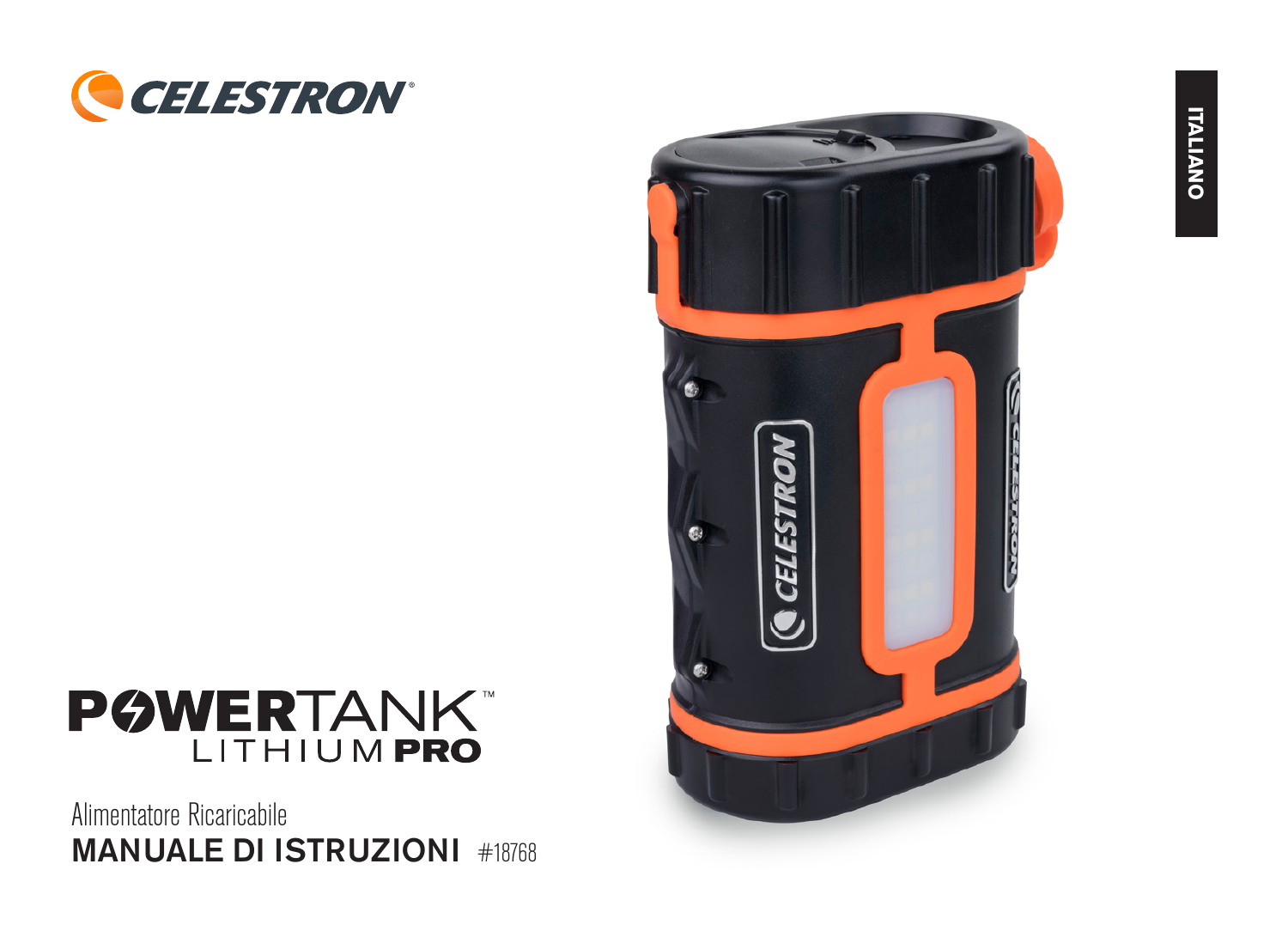CELESTRON

ITALIANO

# POWERTANK™ LITHIUM PRO

Alimentatore Ricaricabile

## MANUALE DI ISTRUZIONI #18768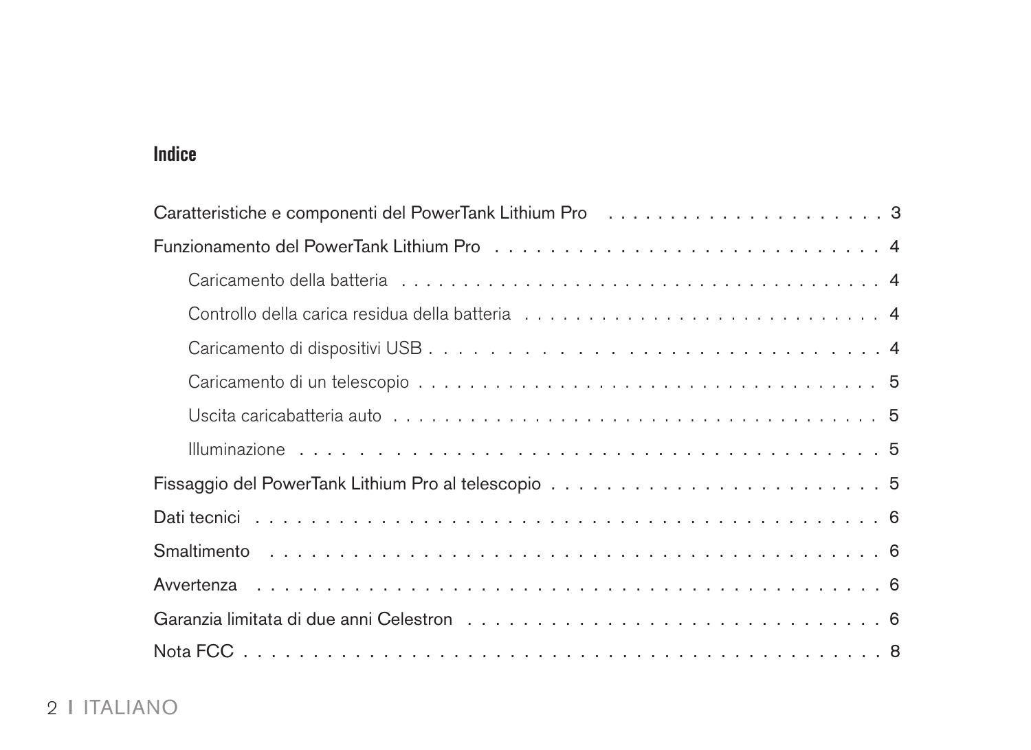## Indice

Caratteristiche e componenti del PowerTank Lithium Pro . . . . . . . . . . . . . . . . . . . . . . 3

Funzionamento del PowerTank Lithium Pro . . . . . . . . . . . . . . . . . . . . . . . . . . . . . . 4

- Caricamento della batteria . . . . . . . . . . . . . . . . . . . . . . . . . . . . . . . . . . . . . . 4
- Controllo della carica residua della batteria . . . . . . . . . . . . . . . . . . . . . . . . . . . 4
- Caricamento di dispositivi USB . . . . . . . . . . . . . . . . . . . . . . . . . . . . . . . . . . . . 4
- Caricamento di un telescopio . . . . . . . . . . . . . . . . . . . . . . . . . . . . . . . . . . . . . 5
- Uscita caricabatteria auto . . . . . . . . . . . . . . . . . . . . . . . . . . . . . . . . . . . . . . . 5
- Illuminazione . . . . . . . . . . . . . . . . . . . . . . . . . . . . . . . . . . . . . . . . . . . . . . . 5

Fissaggio del PowerTank Lithium Pro al telescopio . . . . . . . . . . . . . . . . . . . . . . . . . 5

Dati tecnici . . . . . . . . . . . . . . . . . . . . . . . . . . . . . . . . . . . . . . . . . . . . . . . . . . 6

Smaltimento . . . . . . . . . . . . . . . . . . . . . . . . . . . . . . . . . . . . . . . . . . . . . . . . . 6

Avvertenza . . . . . . . . . . . . . . . . . . . . . . . . . . . . . . . . . . . . . . . . . . . . . . . . . . 6

Garanzia limitata di due anni Celestron . . . . . . . . . . . . . . . . . . . . . . . . . . . . . . . . 6

Nota FCC . . . . . . . . . . . . . . . . . . . . . . . . . . . . . . . . . . . . . . . . . . . . . . . . . . . 8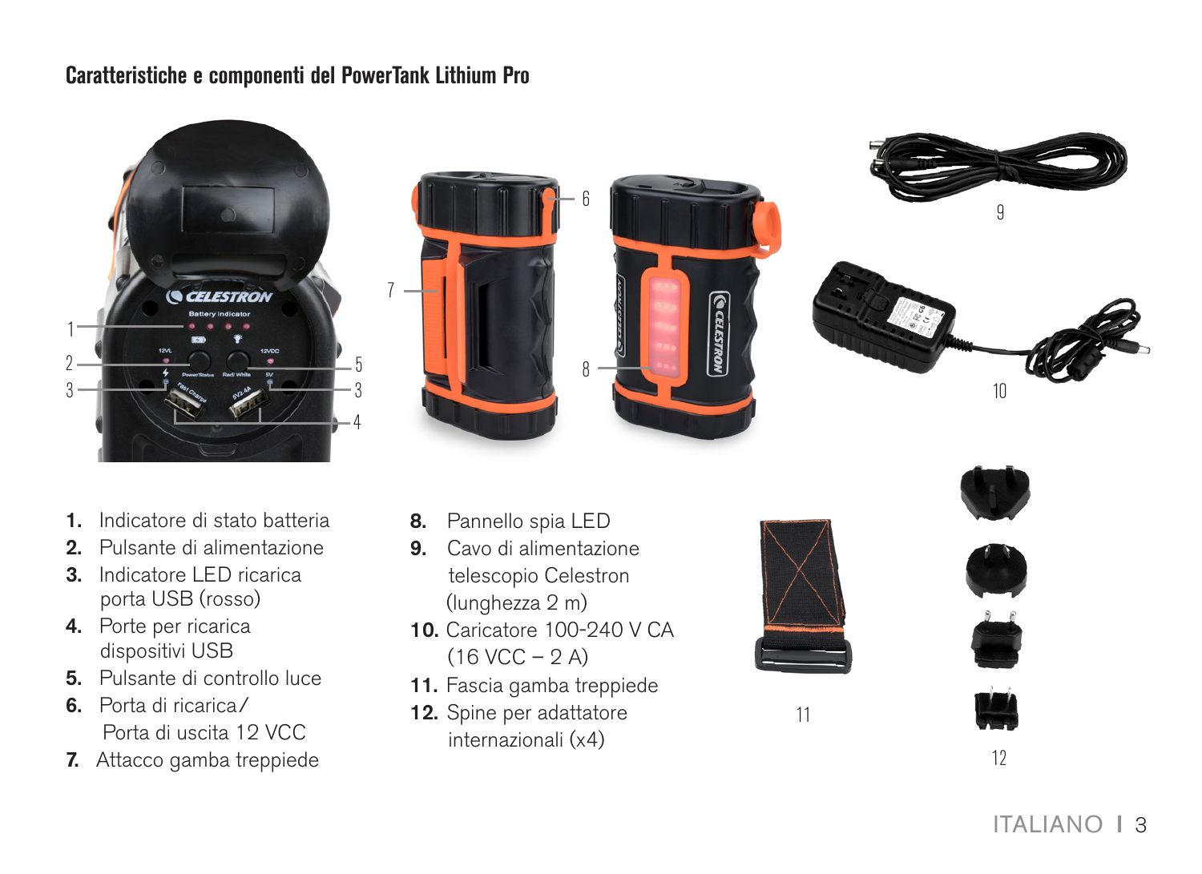## Caratteristiche e componenti del PowerTank Lithium Pro

1. Indicatore di stato batteria
2. Pulsante di alimentazione
3. Indicatore LED ricarica porta USB (rosso)
4. Porte per ricarica dispositivi USB
5. Pulsante di controllo luce
6. Porta di ricarica/ Porta di uscita 12 VCC
7. Attacco gamba treppiede
8. Pannello spia LED
9. Cavo di alimentazione telescopio Celestron (lunghezza 2 m)
10. Caricatore 100-240 V CA (16 VCC – 2 A)
11. Fascia gamba treppiede
12. Spine per adattatore internazionali (x4)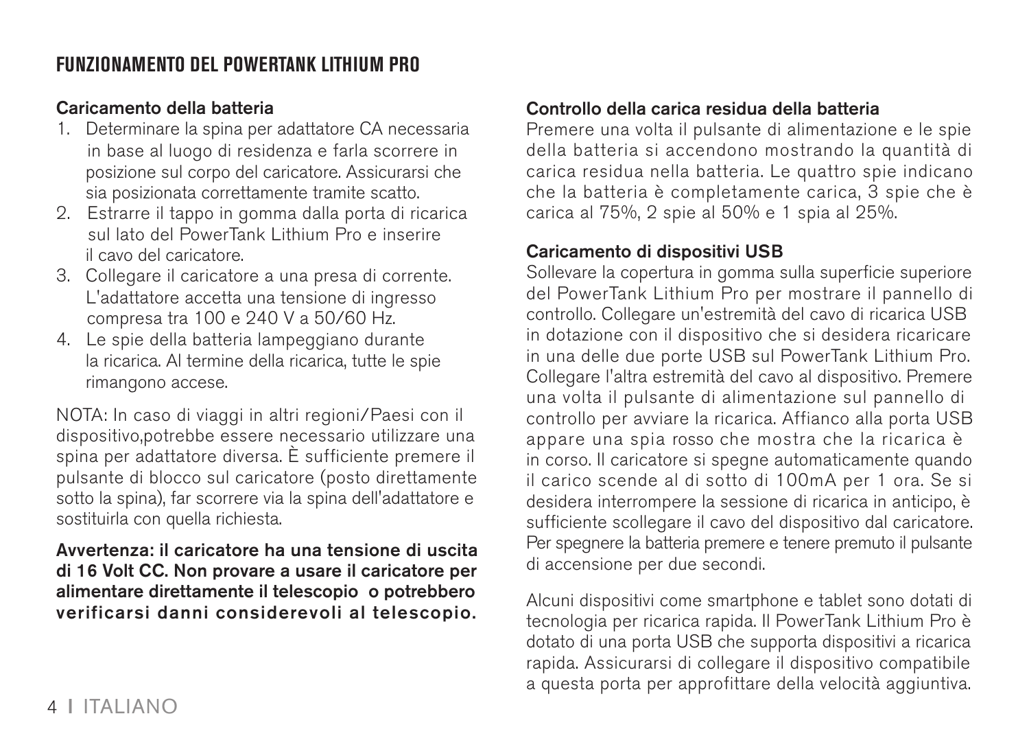## FUNZIONAMENTO DEL POWERTANK LITHIUM PRO

**Caricamento della batteria**

1. Determinare la spina per adattatore CA necessaria in base al luogo di residenza e farla scorrere in posizione sul corpo del caricatore. Assicurarsi che sia posizionata correttamente tramite scatto.
2. Estrarre il tappo in gomma dalla porta di ricarica sul lato del PowerTank Lithium Pro e inserire il cavo del caricatore.
3. Collegare il caricatore a una presa di corrente. L'adattatore accetta una tensione di ingresso compresa tra 100 e 240 V a 50/60 Hz.
4. Le spie della batteria lampeggiano durante la ricarica. Al termine della ricarica, tutte le spie rimangono accese.

NOTA: In caso di viaggi in altri regioni/Paesi con il dispositivo,potrebbe essere necessario utilizzare una spina per adattatore diversa. È sufficiente premere il pulsante di blocco sul caricatore (posto direttamente sotto la spina), far scorrere via la spina dell'adattatore e sostituirla con quella richiesta.

**Avvertenza: il caricatore ha una tensione di uscita di 16 Volt CC. Non provare a usare il caricatore per alimentare direttamente il telescopio o potrebbero verificarsi danni considerevoli al telescopio.**

**Controllo della carica residua della batteria**

Premere una volta il pulsante di alimentazione e le spie della batteria si accendono mostrando la quantità di carica residua nella batteria. Le quattro spie indicano che la batteria è completamente carica, 3 spie che è carica al 75%, 2 spie al 50% e 1 spia al 25%.

**Caricamento di dispositivi USB**

Sollevare la copertura in gomma sulla superficie superiore del PowerTank Lithium Pro per mostrare il pannello di controllo. Collegare un'estremità del cavo di ricarica USB in dotazione con il dispositivo che si desidera ricaricare in una delle due porte USB sul PowerTank Lithium Pro. Collegare l'altra estremità del cavo al dispositivo. Premere una volta il pulsante di alimentazione sul pannello di controllo per avviare la ricarica. Affianco alla porta USB appare una spia rosso che mostra che la ricarica è in corso. Il caricatore si spegne automaticamente quando il carico scende al di sotto di 100mA per 1 ora. Se si desidera interrompere la sessione di ricarica in anticipo, è sufficiente scollegare il cavo del dispositivo dal caricatore. Per spegnere la batteria premere e tenere premuto il pulsante di accensione per due secondi.

Alcuni dispositivi come smartphone e tablet sono dotati di tecnologia per ricarica rapida. Il PowerTank Lithium Pro è dotato di una porta USB che supporta dispositivi a ricarica rapida. Assicurarsi di collegare il dispositivo compatibile a questa porta per approfittare della velocità aggiuntiva.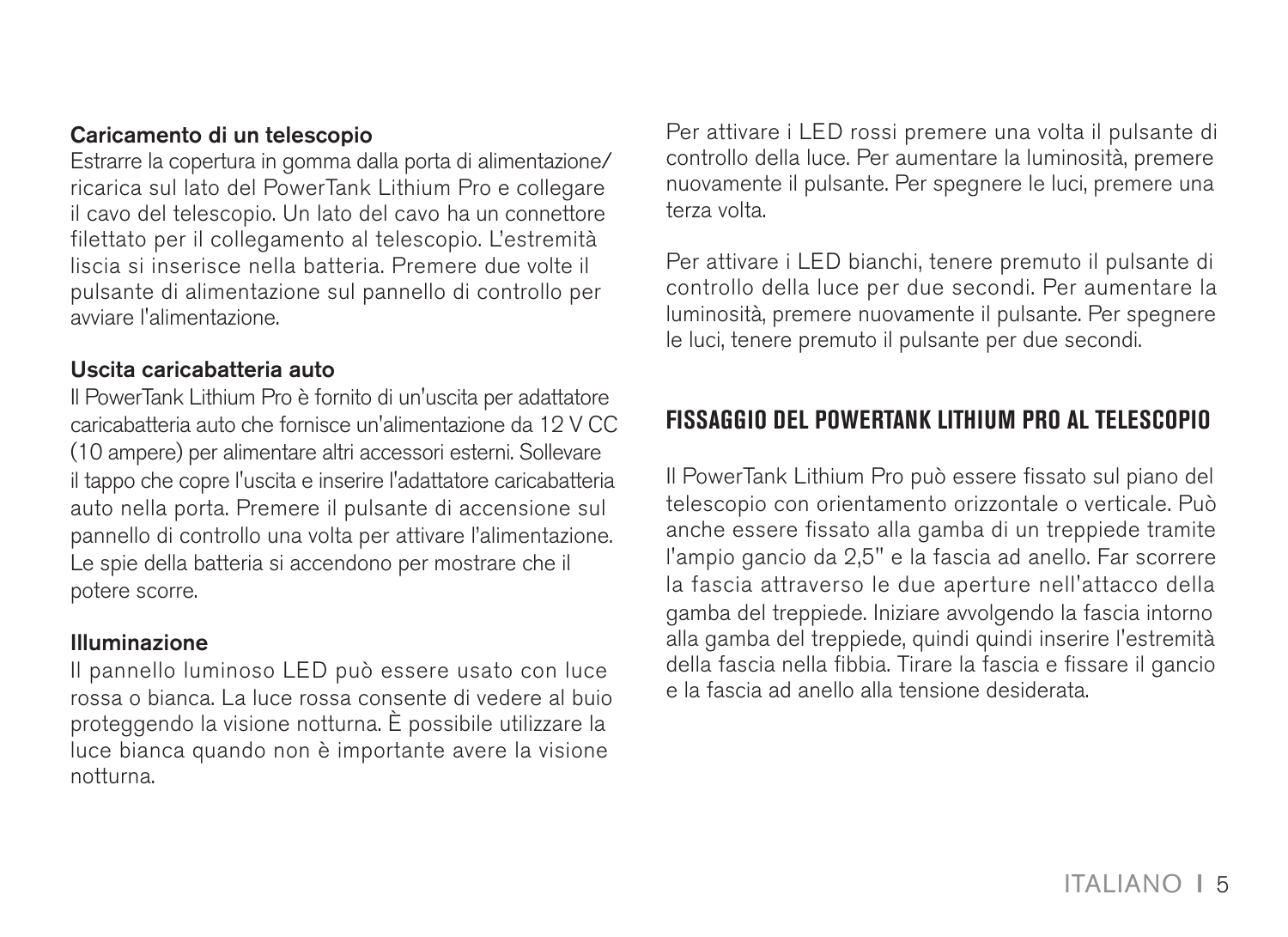**Caricamento di un telescopio**

Estrarre la copertura in gomma dalla porta di alimentazione/ricarica sul lato del PowerTank Lithium Pro e collegare il cavo del telescopio. Un lato del cavo ha un connettore filettato per il collegamento al telescopio. L'estremità liscia si inserisce nella batteria. Premere due volte il pulsante di alimentazione sul pannello di controllo per avviare l'alimentazione.

**Uscita caricabatteria auto**

Il PowerTank Lithium Pro è fornito di un'uscita per adattatore caricabatteria auto che fornisce un'alimentazione da 12 V CC (10 ampere) per alimentare altri accessori esterni. Sollevare il tappo che copre l'uscita e inserire l'adattatore caricabatteria auto nella porta. Premere il pulsante di accensione sul pannello di controllo una volta per attivare l'alimentazione. Le spie della batteria si accendono per mostrare che il potere scorre.

**Illuminazione**

Il pannello luminoso LED può essere usato con luce rossa o bianca. La luce rossa consente di vedere al buio proteggendo la visione notturna. È possibile utilizzare la luce bianca quando non è importante avere la visione notturna.

Per attivare i LED rossi premere una volta il pulsante di controllo della luce. Per aumentare la luminosità, premere nuovamente il pulsante. Per spegnere le luci, premere una terza volta.

Per attivare i LED bianchi, tenere premuto il pulsante di controllo della luce per due secondi. Per aumentare la luminosità, premere nuovamente il pulsante. Per spegnere le luci, tenere premuto il pulsante per due secondi.

## FISSAGGIO DEL POWERTANK LITHIUM PRO AL TELESCOPIO

Il PowerTank Lithium Pro può essere fissato sul piano del telescopio con orientamento orizzontale o verticale. Può anche essere fissato alla gamba di un treppiede tramite l'ampio gancio da 2,5" e la fascia ad anello. Far scorrere la fascia attraverso le due aperture nell'attacco della gamba del treppiede. Iniziare avvolgendo la fascia intorno alla gamba del treppiede, quindi quindi inserire l'estremità della fascia nella fibbia. Tirare la fascia e fissare il gancio e la fascia ad anello alla tensione desiderata.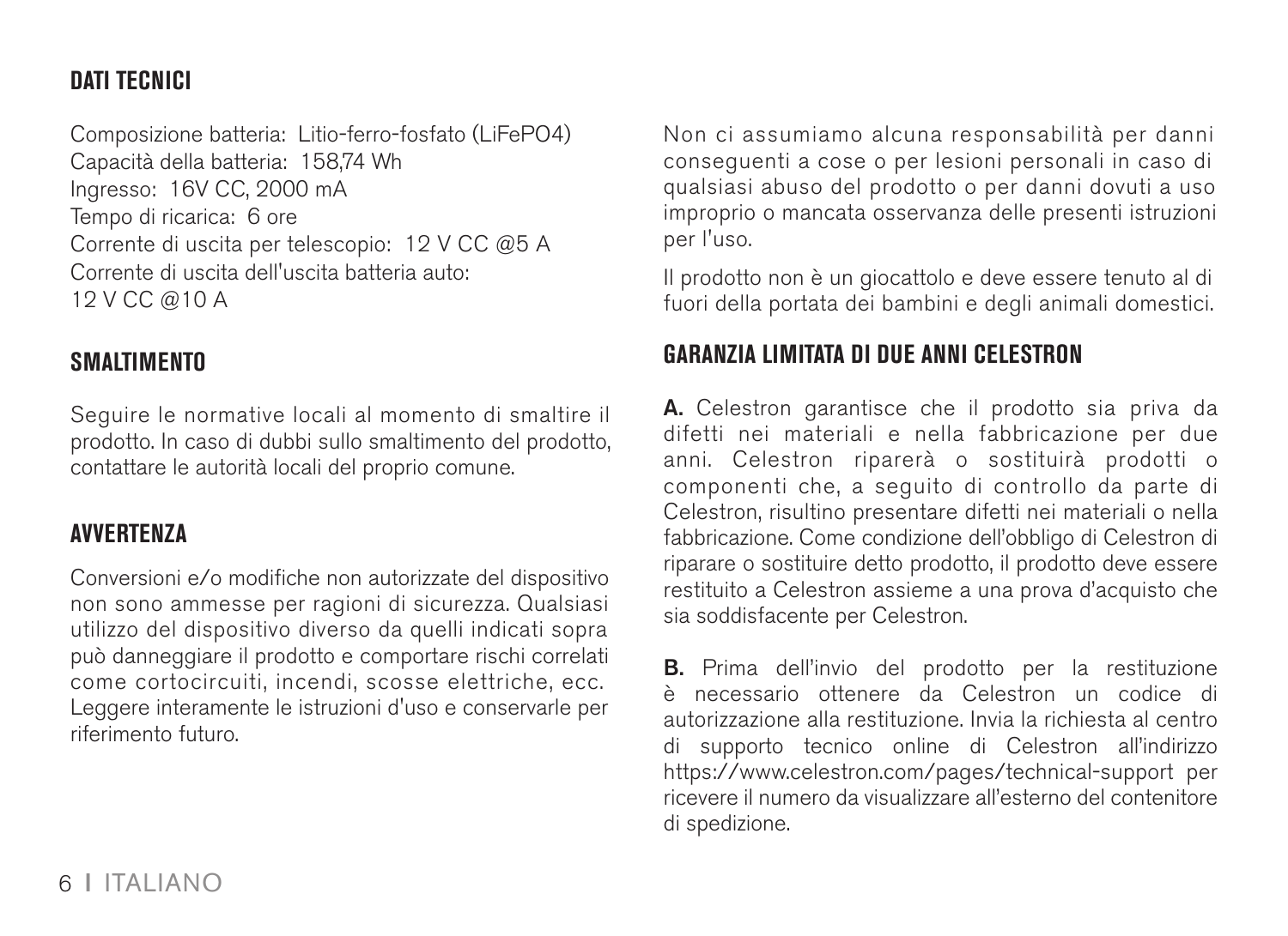## DATI TECNICI

Composizione batteria: Litio-ferro-fosfato (LiFePO4)
Capacità della batteria: 158,74 Wh
Ingresso: 16V CC, 2000 mA
Tempo di ricarica: 6 ore
Corrente di uscita per telescopio: 12 V CC @5 A
Corrente di uscita dell'uscita batteria auto:
12 V CC @10 A

## SMALTIMENTO

Seguire le normative locali al momento di smaltire il prodotto. In caso di dubbi sullo smaltimento del prodotto, contattare le autorità locali del proprio comune.

## AVVERTENZA

Conversioni e/o modifiche non autorizzate del dispositivo non sono ammesse per ragioni di sicurezza. Qualsiasi utilizzo del dispositivo diverso da quelli indicati sopra può danneggiare il prodotto e comportare rischi correlati come cortocircuiti, incendi, scosse elettriche, ecc. Leggere interamente le istruzioni d'uso e conservarle per riferimento futuro.

Non ci assumiamo alcuna responsabilità per danni conseguenti a cose o per lesioni personali in caso di qualsiasi abuso del prodotto o per danni dovuti a uso improprio o mancata osservanza delle presenti istruzioni per l'uso.

Il prodotto non è un giocattolo e deve essere tenuto al di fuori della portata dei bambini e degli animali domestici.

## GARANZIA LIMITATA DI DUE ANNI CELESTRON

**A.** Celestron garantisce che il prodotto sia priva da difetti nei materiali e nella fabbricazione per due anni. Celestron riparerà o sostituirà prodotti o componenti che, a seguito di controllo da parte di Celestron, risultino presentare difetti nei materiali o nella fabbricazione. Come condizione dell'obbligo di Celestron di riparare o sostituire detto prodotto, il prodotto deve essere restituito a Celestron assieme a una prova d'acquisto che sia soddisfacente per Celestron.

**B.** Prima dell'invio del prodotto per la restituzione è necessario ottenere da Celestron un codice di autorizzazione alla restituzione. Invia la richiesta al centro di supporto tecnico online di Celestron all'indirizzo https://www.celestron.com/pages/technical-support per ricevere il numero da visualizzare all'esterno del contenitore di spedizione.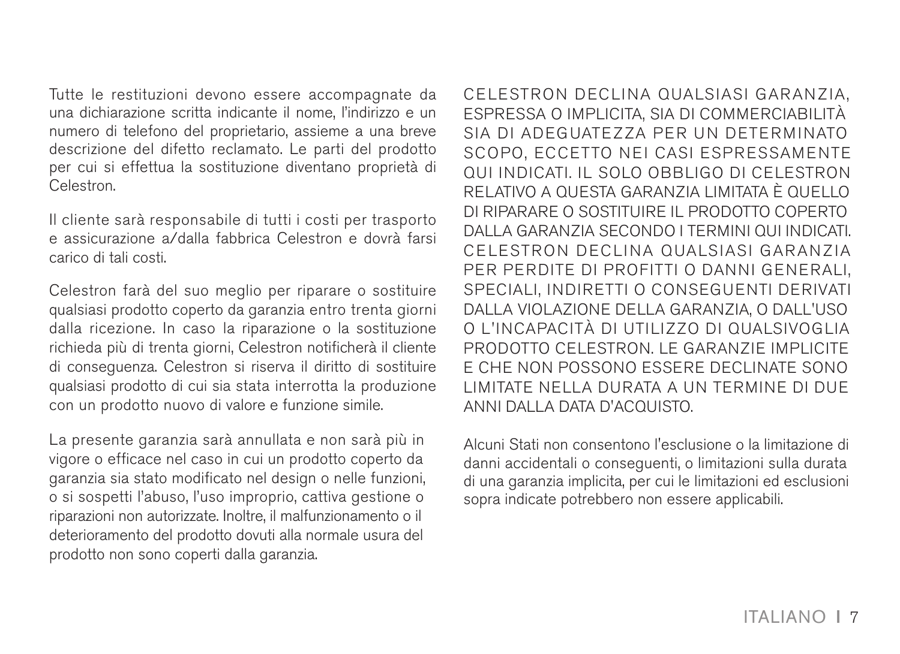Tutte le restituzioni devono essere accompagnate da una dichiarazione scritta indicante il nome, l'indirizzo e un numero di telefono del proprietario, assieme a una breve descrizione del difetto reclamato. Le parti del prodotto per cui si effettua la sostituzione diventano proprietà di Celestron.

Il cliente sarà responsabile di tutti i costi per trasporto e assicurazione a/dalla fabbrica Celestron e dovrà farsi carico di tali costi.

Celestron farà del suo meglio per riparare o sostituire qualsiasi prodotto coperto da garanzia entro trenta giorni dalla ricezione. In caso la riparazione o la sostituzione richieda più di trenta giorni, Celestron notificherà il cliente di conseguenza. Celestron si riserva il diritto di sostituire qualsiasi prodotto di cui sia stata interrotta la produzione con un prodotto nuovo di valore e funzione simile.

La presente garanzia sarà annullata e non sarà più in vigore o efficace nel caso in cui un prodotto coperto da garanzia sia stato modificato nel design o nelle funzioni, o si sospetti l'abuso, l'uso improprio, cattiva gestione o riparazioni non autorizzate. Inoltre, il malfunzionamento o il deterioramento del prodotto dovuti alla normale usura del prodotto non sono coperti dalla garanzia.

CELESTRON DECLINA QUALSIASI GARANZIA, ESPRESSA O IMPLICITA, SIA DI COMMERCIABILITÀ SIA DI ADEGUATEZZA PER UN DETERMINATO SCOPO, ECCETTO NEI CASI ESPRESSAMENTE QUI INDICATI. IL SOLO OBBLIGO DI CELESTRON RELATIVO A QUESTA GARANZIA LIMITATA È QUELLO DI RIPARARE O SOSTITUIRE IL PRODOTTO COPERTO DALLA GARANZIA SECONDO I TERMINI QUI INDICATI. CELESTRON DECLINA QUALSIASI GARANZIA PER PERDITE DI PROFITTI O DANNI GENERALI, SPECIALI, INDIRETTI O CONSEGUENTI DERIVATI DALLA VIOLAZIONE DELLA GARANZIA, O DALL'USO O L'INCAPACITÀ DI UTILIZZO DI QUALSIVOGLIA PRODOTTO CELESTRON. LE GARANZIE IMPLICITE E CHE NON POSSONO ESSERE DECLINATE SONO LIMITATE NELLA DURATA A UN TERMINE DI DUE ANNI DALLA DATA D'ACQUISTO.

Alcuni Stati non consentono l'esclusione o la limitazione di danni accidentali o conseguenti, o limitazioni sulla durata di una garanzia implicita, per cui le limitazioni ed esclusioni sopra indicate potrebbero non essere applicabili.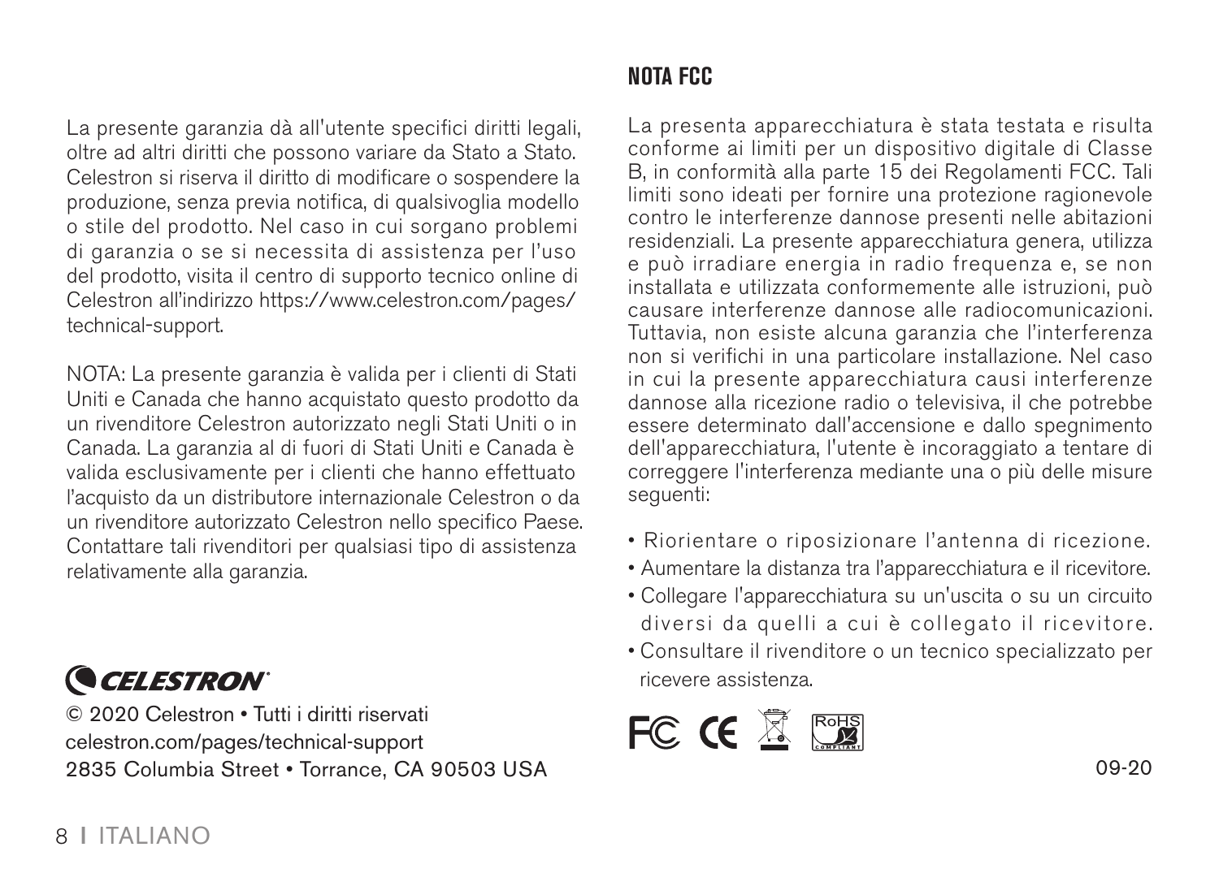La presente garanzia dà all'utente specifici diritti legali, oltre ad altri diritti che possono variare da Stato a Stato. Celestron si riserva il diritto di modificare o sospendere la produzione, senza previa notifica, di qualsivoglia modello o stile del prodotto. Nel caso in cui sorgano problemi di garanzia o se si necessita di assistenza per l'uso del prodotto, visita il centro di supporto tecnico online di Celestron all'indirizzo https://www.celestron.com/pages/technical-support.

NOTA: La presente garanzia è valida per i clienti di Stati Uniti e Canada che hanno acquistato questo prodotto da un rivenditore Celestron autorizzato negli Stati Uniti o in Canada. La garanzia al di fuori di Stati Uniti e Canada è valida esclusivamente per i clienti che hanno effettuato l'acquisto da un distributore internazionale Celestron o da un rivenditore autorizzato Celestron nello specifico Paese. Contattare tali rivenditori per qualsiasi tipo di assistenza relativamente alla garanzia.

CELESTRON

© 2020 Celestron • Tutti i diritti riservati
celestron.com/pages/technical-support
2835 Columbia Street • Torrance, CA 90503 USA

## NOTA FCC

La presenta apparecchiatura è stata testata e risulta conforme ai limiti per un dispositivo digitale di Classe B, in conformità alla parte 15 dei Regolamenti FCC. Tali limiti sono ideati per fornire una protezione ragionevole contro le interferenze dannose presenti nelle abitazioni residenziali. La presente apparecchiatura genera, utilizza e può irradiare energia in radio frequenza e, se non installata e utilizzata conformemente alle istruzioni, può causare interferenze dannose alle radiocomunicazioni. Tuttavia, non esiste alcuna garanzia che l'interferenza non si verifichi in una particolare installazione. Nel caso in cui la presente apparecchiatura causi interferenze dannose alla ricezione radio o televisiva, il che potrebbe essere determinato dall'accensione e dallo spegnimento dell'apparecchiatura, l'utente è incoraggiato a tentare di correggere l'interferenza mediante una o più delle misure seguenti:

- Riorientare o riposizionare l'antenna di ricezione.
- Aumentare la distanza tra l'apparecchiatura e il ricevitore.
- Collegare l'apparecchiatura su un'uscita o su un circuito diversi da quelli a cui è collegato il ricevitore.
- Consultare il rivenditore o un tecnico specializzato per ricevere assistenza.

09-20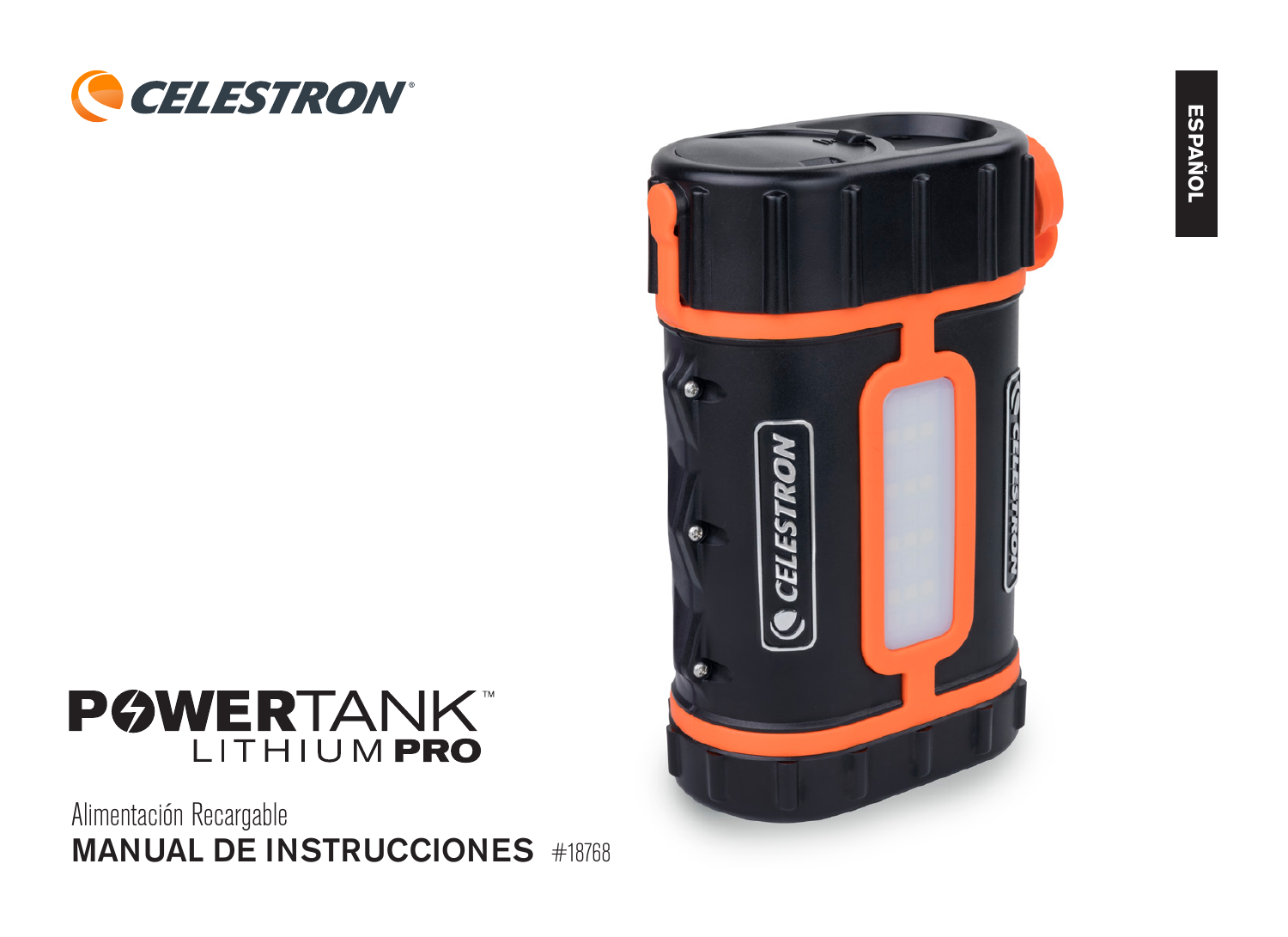CELESTRON

ESPAÑOL

# POWERTANK™ LITHIUM PRO

Alimentación Recargable

## MANUAL DE INSTRUCCIONES #18768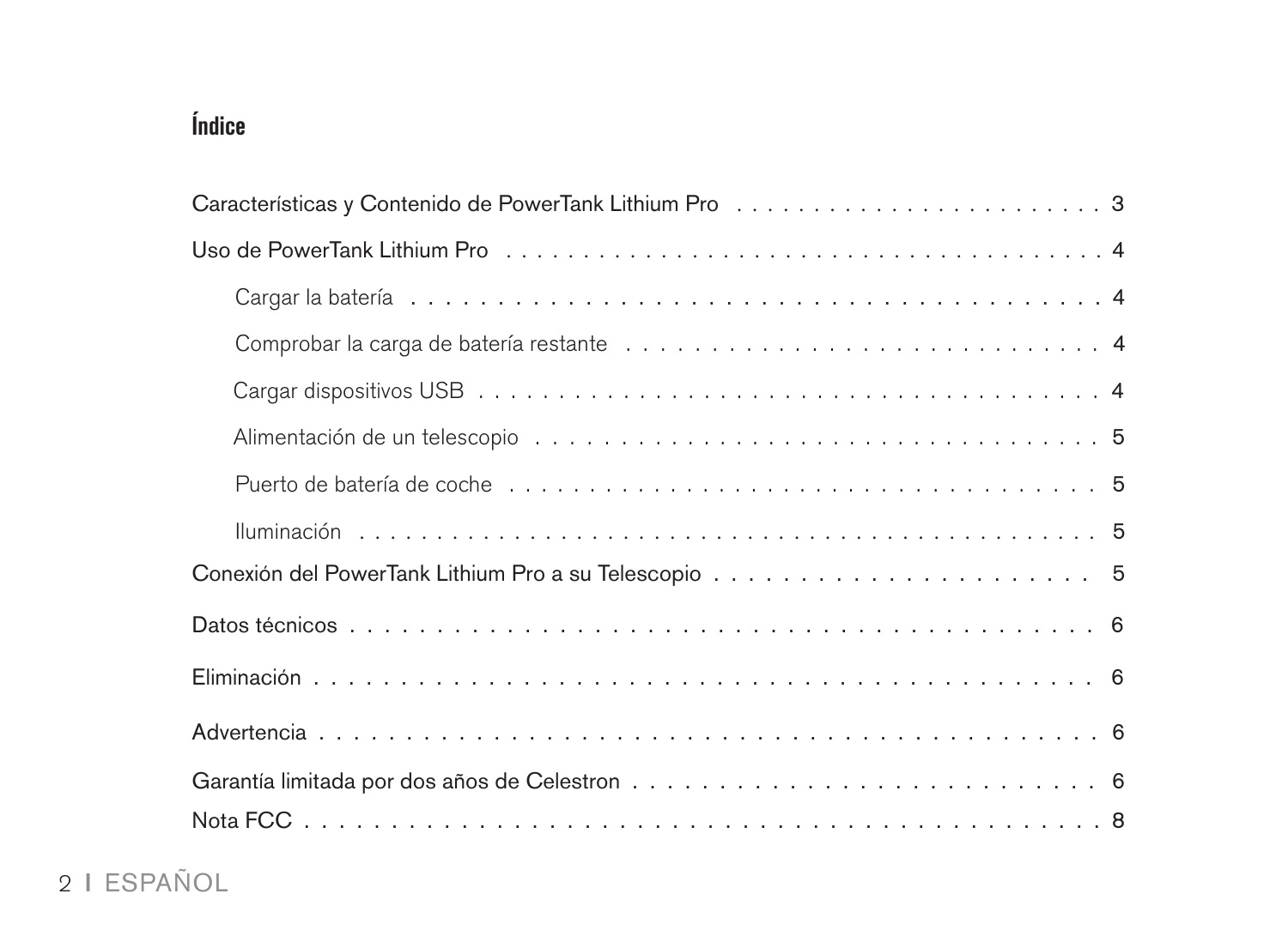# Índice

Características y Contenido de PowerTank Lithium Pro . . . . . . . . . . . . . . . . . . . . . . . . 3

Uso de PowerTank Lithium Pro . . . . . . . . . . . . . . . . . . . . . . . . . . . . . . . . . . . . . . . 4

- Cargar la batería . . . . . . . . . . . . . . . . . . . . . . . . . . . . . . . . . . . . . . . . . . 4
- Comprobar la carga de batería restante . . . . . . . . . . . . . . . . . . . . . . . . . . . . 4
- Cargar dispositivos USB . . . . . . . . . . . . . . . . . . . . . . . . . . . . . . . . . . . . . . 4
- Alimentación de un telescopio . . . . . . . . . . . . . . . . . . . . . . . . . . . . . . . . . . 5
- Puerto de batería de coche . . . . . . . . . . . . . . . . . . . . . . . . . . . . . . . . . . . . 5
- Iluminación . . . . . . . . . . . . . . . . . . . . . . . . . . . . . . . . . . . . . . . . . . . . . . 5

Conexión del PowerTank Lithium Pro a su Telescopio . . . . . . . . . . . . . . . . . . . . . . 5

Datos técnicos . . . . . . . . . . . . . . . . . . . . . . . . . . . . . . . . . . . . . . . . . . . . . . . . 6

Eliminación . . . . . . . . . . . . . . . . . . . . . . . . . . . . . . . . . . . . . . . . . . . . . . . . . . 6

Advertencia . . . . . . . . . . . . . . . . . . . . . . . . . . . . . . . . . . . . . . . . . . . . . . . . . . 6

Garantía limitada por dos años de Celestron . . . . . . . . . . . . . . . . . . . . . . . . . . . . 6

Nota FCC . . . . . . . . . . . . . . . . . . . . . . . . . . . . . . . . . . . . . . . . . . . . . . . . . . . 8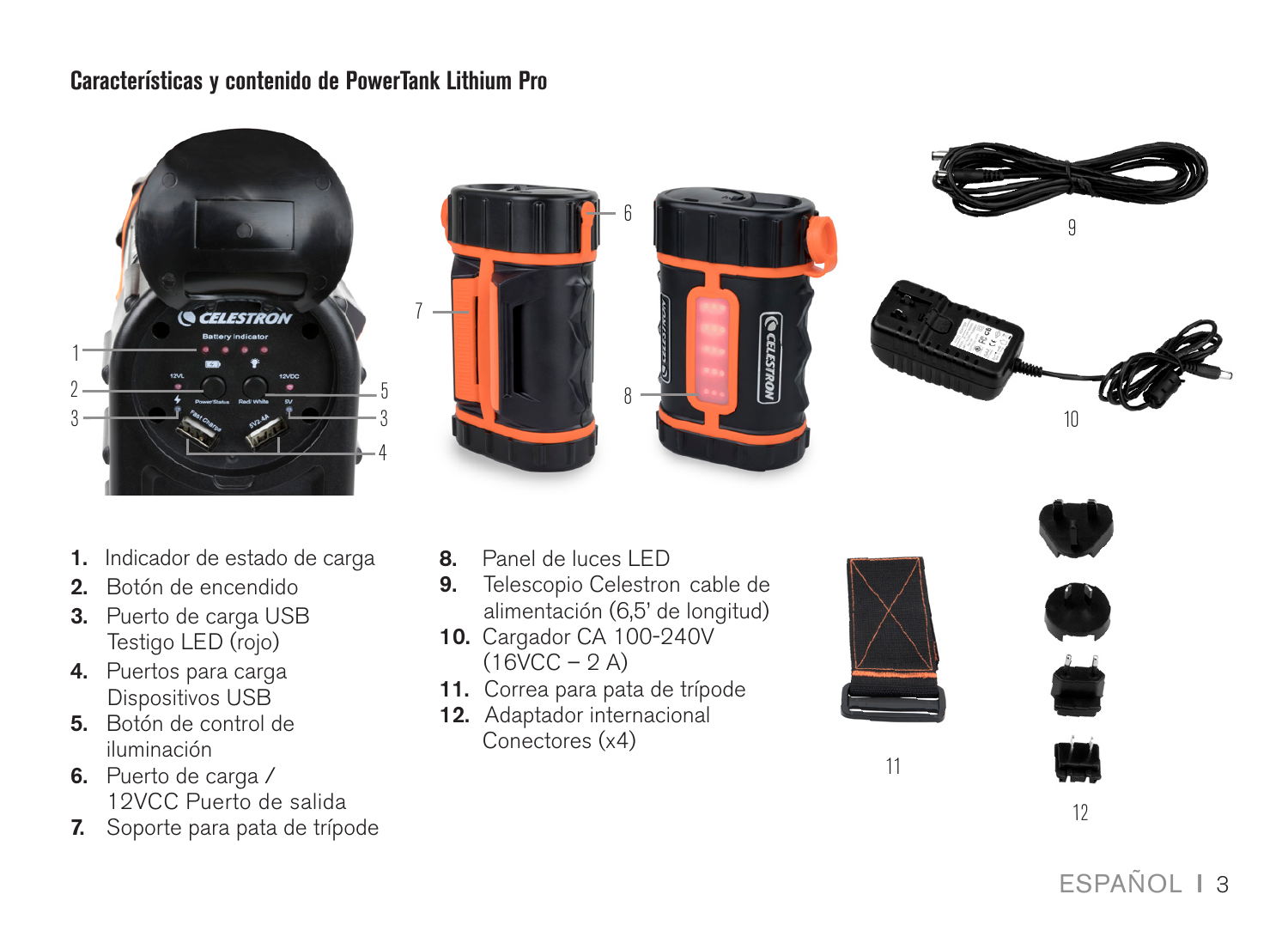## Características y contenido de PowerTank Lithium Pro

1. Indicador de estado de carga
2. Botón de encendido
3. Puerto de carga USB Testigo LED (rojo)
4. Puertos para carga Dispositivos USB
5. Botón de control de iluminación
6. Puerto de carga / 12VCC Puerto de salida
7. Soporte para pata de trípode
8. Panel de luces LED
9. Telescopio Celestron cable de alimentación (6,5' de longitud)
10. Cargador CA 100-240V (16VCC – 2 A)
11. Correa para pata de trípode
12. Adaptador internacional Conectores (x4)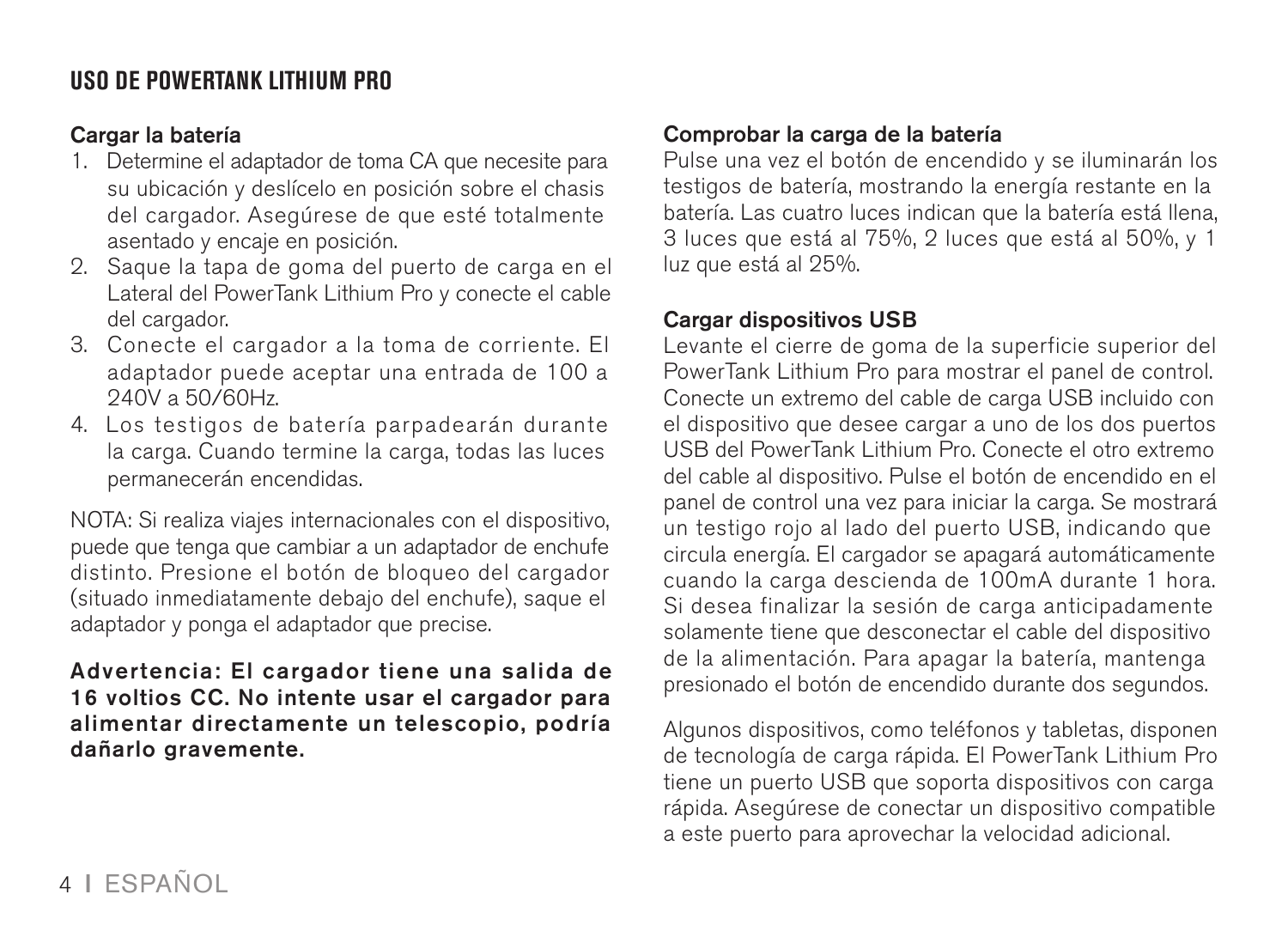## USO DE POWERTANK LITHIUM PRO

### Cargar la batería

1. Determine el adaptador de toma CA que necesite para su ubicación y deslícelo en posición sobre el chasis del cargador. Asegúrese de que esté totalmente asentado y encaje en posición.
2. Saque la tapa de goma del puerto de carga en el Lateral del PowerTank Lithium Pro y conecte el cable del cargador.
3. Conecte el cargador a la toma de corriente. El adaptador puede aceptar una entrada de 100 a 240V a 50/60Hz.
4. Los testigos de batería parpadearán durante la carga. Cuando termine la carga, todas las luces permanecerán encendidas.

NOTA: Si realiza viajes internacionales con el dispositivo, puede que tenga que cambiar a un adaptador de enchufe distinto. Presione el botón de bloqueo del cargador (situado inmediatamente debajo del enchufe), saque el adaptador y ponga el adaptador que precise.

**Advertencia: El cargador tiene una salida de 16 voltios CC. No intente usar el cargador para alimentar directamente un telescopio, podría dañarlo gravemente.**

### Comprobar la carga de la batería

Pulse una vez el botón de encendido y se iluminarán los testigos de batería, mostrando la energía restante en la batería. Las cuatro luces indican que la batería está llena, 3 luces que está al 75%, 2 luces que está al 50%, y 1 luz que está al 25%.

### Cargar dispositivos USB

Levante el cierre de goma de la superficie superior del PowerTank Lithium Pro para mostrar el panel de control. Conecte un extremo del cable de carga USB incluido con el dispositivo que desee cargar a uno de los dos puertos USB del PowerTank Lithium Pro. Conecte el otro extremo del cable al dispositivo. Pulse el botón de encendido en el panel de control una vez para iniciar la carga. Se mostrará un testigo rojo al lado del puerto USB, indicando que circula energía. El cargador se apagará automáticamente cuando la carga descienda de 100mA durante 1 hora. Si desea finalizar la sesión de carga anticipadamente solamente tiene que desconectar el cable del dispositivo de la alimentación. Para apagar la batería, mantenga presionado el botón de encendido durante dos segundos.

Algunos dispositivos, como teléfonos y tabletas, disponen de tecnología de carga rápida. El PowerTank Lithium Pro tiene un puerto USB que soporta dispositivos con carga rápida. Asegúrese de conectar un dispositivo compatible a este puerto para aprovechar la velocidad adicional.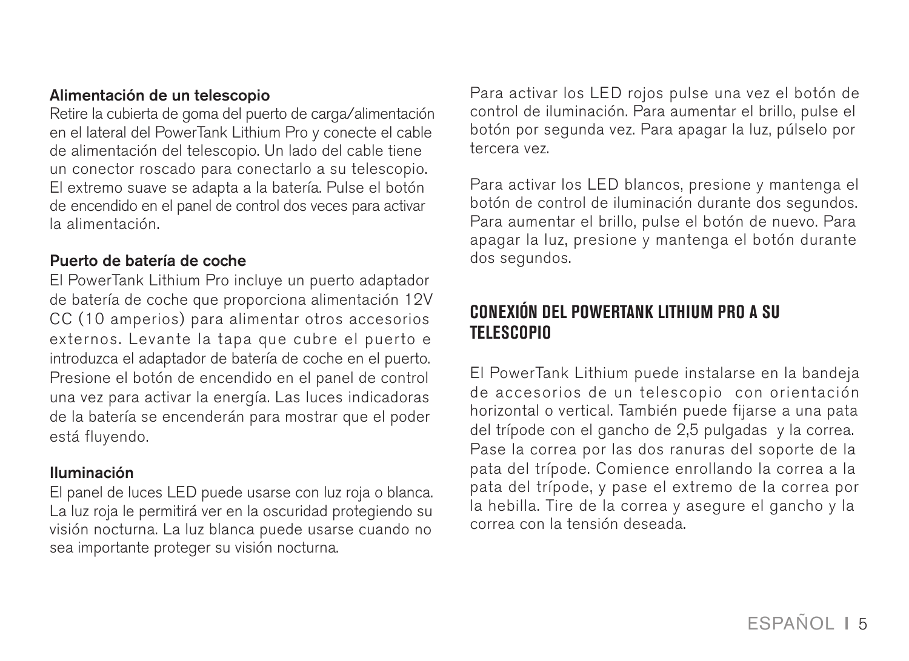**Alimentación de un telescopio**

Retire la cubierta de goma del puerto de carga/alimentación en el lateral del PowerTank Lithium Pro y conecte el cable de alimentación del telescopio. Un lado del cable tiene un conector roscado para conectarlo a su telescopio. El extremo suave se adapta a la batería. Pulse el botón de encendido en el panel de control dos veces para activar la alimentación.

**Puerto de batería de coche**

El PowerTank Lithium Pro incluye un puerto adaptador de batería de coche que proporciona alimentación 12V CC (10 amperios) para alimentar otros accesorios externos. Levante la tapa que cubre el puerto e introduzca el adaptador de batería de coche en el puerto. Presione el botón de encendido en el panel de control una vez para activar la energía. Las luces indicadoras de la batería se encenderán para mostrar que el poder está fluyendo.

**Iluminación**

El panel de luces LED puede usarse con luz roja o blanca. La luz roja le permitirá ver en la oscuridad protegiendo su visión nocturna. La luz blanca puede usarse cuando no sea importante proteger su visión nocturna.

Para activar los LED rojos pulse una vez el botón de control de iluminación. Para aumentar el brillo, pulse el botón por segunda vez. Para apagar la luz, púlselo por tercera vez.

Para activar los LED blancos, presione y mantenga el botón de control de iluminación durante dos segundos. Para aumentar el brillo, pulse el botón de nuevo. Para apagar la luz, presione y mantenga el botón durante dos segundos.

## CONEXIÓN DEL POWERTANK LITHIUM PRO A SU TELESCOPIO

El PowerTank Lithium puede instalarse en la bandeja de accesorios de un telescopio con orientación horizontal o vertical. También puede fijarse a una pata del trípode con el gancho de 2,5 pulgadas y la correa. Pase la correa por las dos ranuras del soporte de la pata del trípode. Comience enrollando la correa a la pata del trípode, y pase el extremo de la correa por la hebilla. Tire de la correa y asegure el gancho y la correa con la tensión deseada.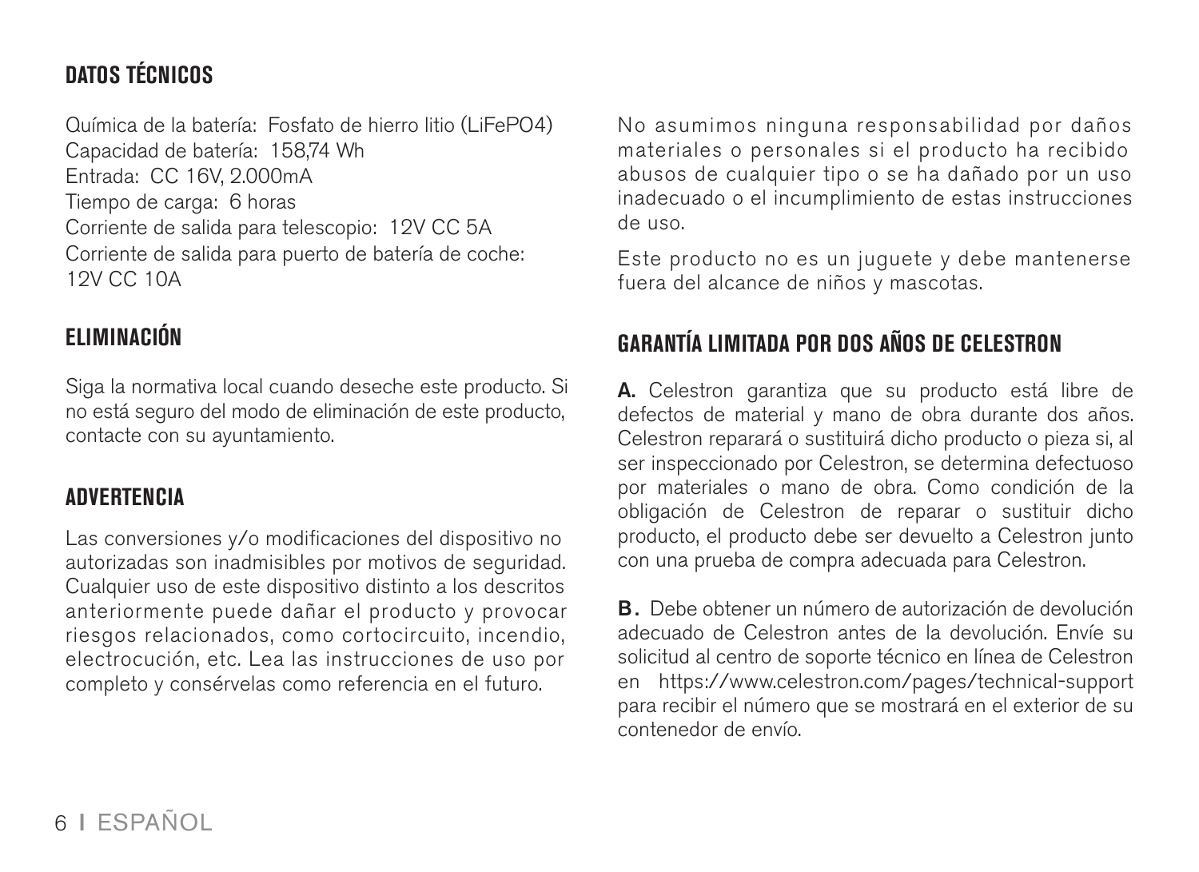## DATOS TÉCNICOS

Química de la batería: Fosfato de hierro litio (LiFePO4)
Capacidad de batería: 158,74 Wh
Entrada: CC 16V, 2.000mA
Tiempo de carga: 6 horas
Corriente de salida para telescopio: 12V CC 5A
Corriente de salida para puerto de batería de coche: 12V CC 10A

## ELIMINACIÓN

Siga la normativa local cuando deseche este producto. Si no está seguro del modo de eliminación de este producto, contacte con su ayuntamiento.

## ADVERTENCIA

Las conversiones y/o modificaciones del dispositivo no autorizadas son inadmisibles por motivos de seguridad. Cualquier uso de este dispositivo distinto a los descritos anteriormente puede dañar el producto y provocar riesgos relacionados, como cortocircuito, incendio, electrocución, etc. Lea las instrucciones de uso por completo y consérvelas como referencia en el futuro.

No asumimos ninguna responsabilidad por daños materiales o personales si el producto ha recibido abusos de cualquier tipo o se ha dañado por un uso inadecuado o el incumplimiento de estas instrucciones de uso.

Este producto no es un juguete y debe mantenerse fuera del alcance de niños y mascotas.

## GARANTÍA LIMITADA POR DOS AÑOS DE CELESTRON

**A.** Celestron garantiza que su producto está libre de defectos de material y mano de obra durante dos años. Celestron reparará o sustituirá dicho producto o pieza si, al ser inspeccionado por Celestron, se determina defectuoso por materiales o mano de obra. Como condición de la obligación de Celestron de reparar o sustituir dicho producto, el producto debe ser devuelto a Celestron junto con una prueba de compra adecuada para Celestron.

**B.** Debe obtener un número de autorización de devolución adecuado de Celestron antes de la devolución. Envíe su solicitud al centro de soporte técnico en línea de Celestron en https://www.celestron.com/pages/technical-support para recibir el número que se mostrará en el exterior de su contenedor de envío.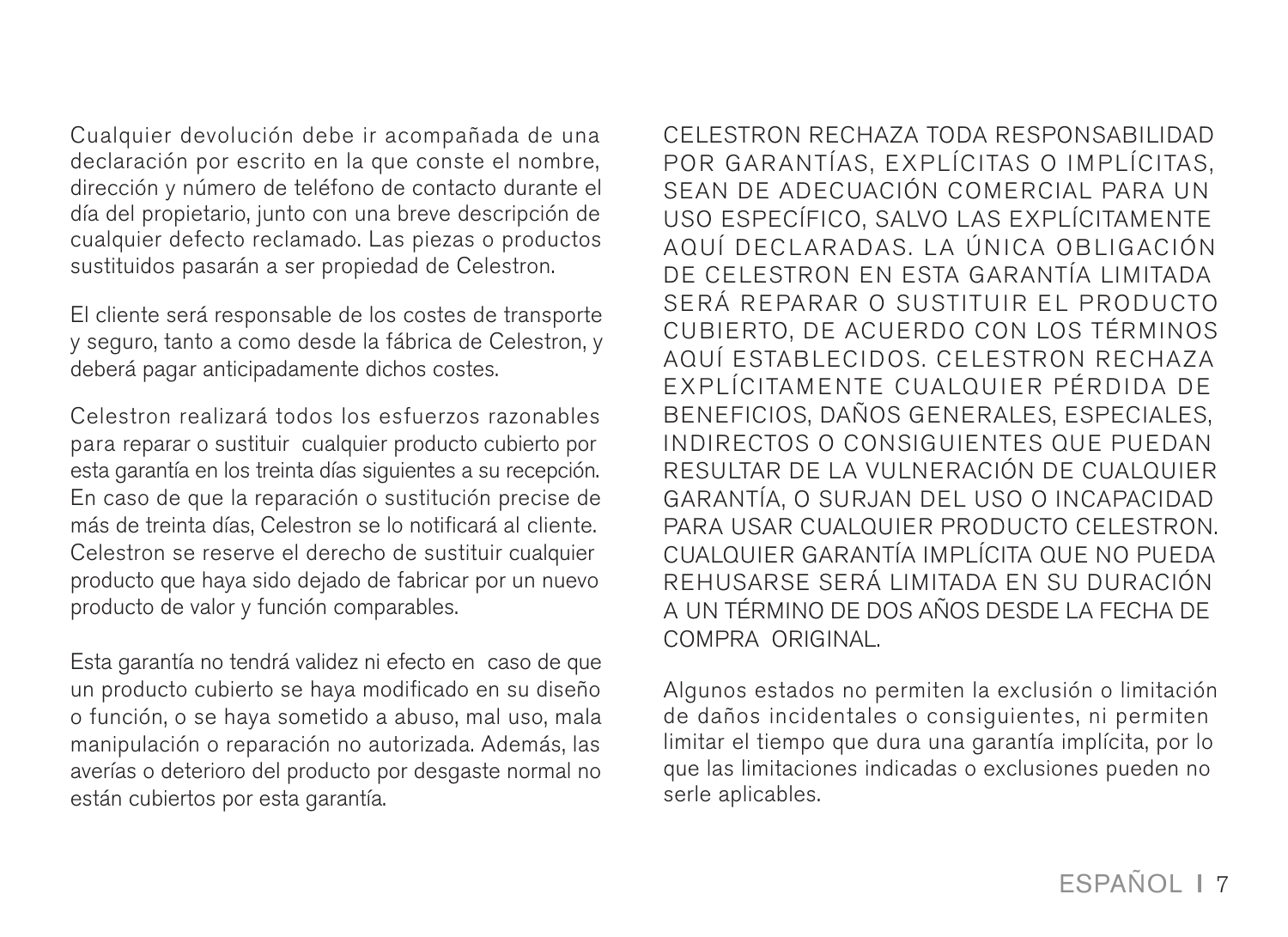Cualquier devolución debe ir acompañada de una declaración por escrito en la que conste el nombre, dirección y número de teléfono de contacto durante el día del propietario, junto con una breve descripción de cualquier defecto reclamado. Las piezas o productos sustituidos pasarán a ser propiedad de Celestron.

El cliente será responsable de los costes de transporte y seguro, tanto a como desde la fábrica de Celestron, y deberá pagar anticipadamente dichos costes.

Celestron realizará todos los esfuerzos razonables para reparar o sustituir cualquier producto cubierto por esta garantía en los treinta días siguientes a su recepción. En caso de que la reparación o sustitución precise de más de treinta días, Celestron se lo notificará al cliente. Celestron se reserve el derecho de sustituir cualquier producto que haya sido dejado de fabricar por un nuevo producto de valor y función comparables.

Esta garantía no tendrá validez ni efecto en caso de que un producto cubierto se haya modificado en su diseño o función, o se haya sometido a abuso, mal uso, mala manipulación o reparación no autorizada. Además, las averías o deterioro del producto por desgaste normal no están cubiertos por esta garantía.

CELESTRON RECHAZA TODA RESPONSABILIDAD POR GARANTÍAS, EXPLÍCITAS O IMPLÍCITAS, SEAN DE ADECUACIÓN COMERCIAL PARA UN USO ESPECÍFICO, SALVO LAS EXPLÍCITAMENTE AQUÍ DECLARADAS. LA ÚNICA OBLIGACIÓN DE CELESTRON EN ESTA GARANTÍA LIMITADA SERÁ REPARAR O SUSTITUIR EL PRODUCTO CUBIERTO, DE ACUERDO CON LOS TÉRMINOS AQUÍ ESTABLECIDOS. CELESTRON RECHAZA EXPLÍCITAMENTE CUALQUIER PÉRDIDA DE BENEFICIOS, DAÑOS GENERALES, ESPECIALES, INDIRECTOS O CONSIGUIENTES QUE PUEDAN RESULTAR DE LA VULNERACIÓN DE CUALQUIER GARANTÍA, O SURJAN DEL USO O INCAPACIDAD PARA USAR CUALQUIER PRODUCTO CELESTRON. CUALQUIER GARANTÍA IMPLÍCITA QUE NO PUEDA REHUSARSE SERÁ LIMITADA EN SU DURACIÓN A UN TÉRMINO DE DOS AÑOS DESDE LA FECHA DE COMPRA ORIGINAL.

Algunos estados no permiten la exclusión o limitación de daños incidentales o consiguientes, ni permiten limitar el tiempo que dura una garantía implícita, por lo que las limitaciones indicadas o exclusiones pueden no serle aplicables.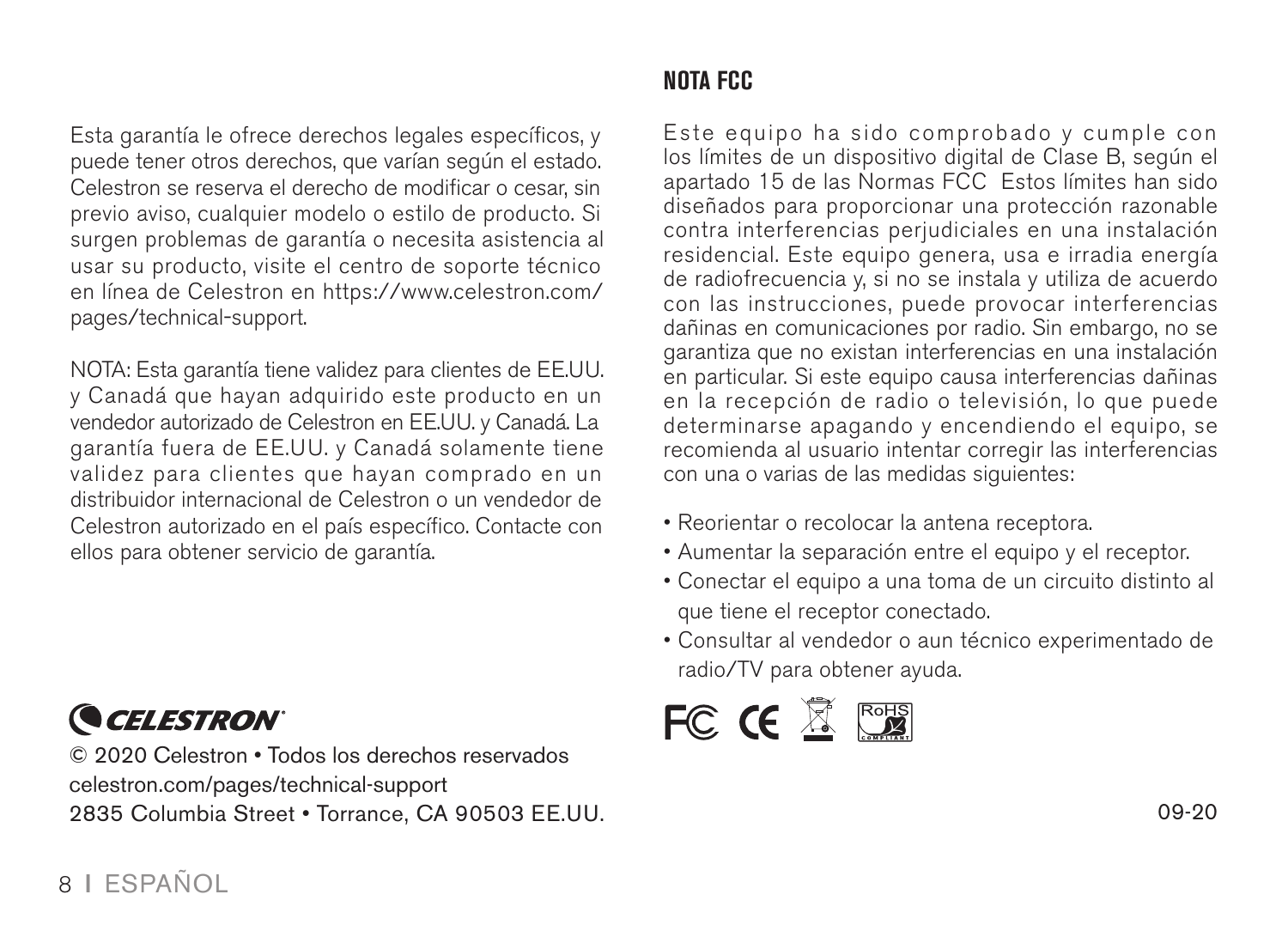Esta garantía le ofrece derechos legales específicos, y puede tener otros derechos, que varían según el estado. Celestron se reserva el derecho de modificar o cesar, sin previo aviso, cualquier modelo o estilo de producto. Si surgen problemas de garantía o necesita asistencia al usar su producto, visite el centro de soporte técnico en línea de Celestron en https://www.celestron.com/pages/technical-support.

NOTA: Esta garantía tiene validez para clientes de EE.UU. y Canadá que hayan adquirido este producto en un vendedor autorizado de Celestron en EE.UU. y Canadá. La garantía fuera de EE.UU. y Canadá solamente tiene validez para clientes que hayan comprado en un distribuidor internacional de Celestron o un vendedor de Celestron autorizado en el país específico. Contacte con ellos para obtener servicio de garantía.

CELESTRON

© 2020 Celestron • Todos los derechos reservados
celestron.com/pages/technical-support
2835 Columbia Street • Torrance, CA 90503 EE.UU.

## NOTA FCC

Este equipo ha sido comprobado y cumple con los límites de un dispositivo digital de Clase B, según el apartado 15 de las Normas FCC Estos límites han sido diseñados para proporcionar una protección razonable contra interferencias perjudiciales en una instalación residencial. Este equipo genera, usa e irradia energía de radiofrecuencia y, si no se instala y utiliza de acuerdo con las instrucciones, puede provocar interferencias dañinas en comunicaciones por radio. Sin embargo, no se garantiza que no existan interferencias en una instalación en particular. Si este equipo causa interferencias dañinas en la recepción de radio o televisión, lo que puede determinarse apagando y encendiendo el equipo, se recomienda al usuario intentar corregir las interferencias con una o varias de las medidas siguientes:

- Reorientar o recolocar la antena receptora.
- Aumentar la separación entre el equipo y el receptor.
- Conectar el equipo a una toma de un circuito distinto al que tiene el receptor conectado.
- Consultar al vendedor o aun técnico experimentado de radio/TV para obtener ayuda.

09-20